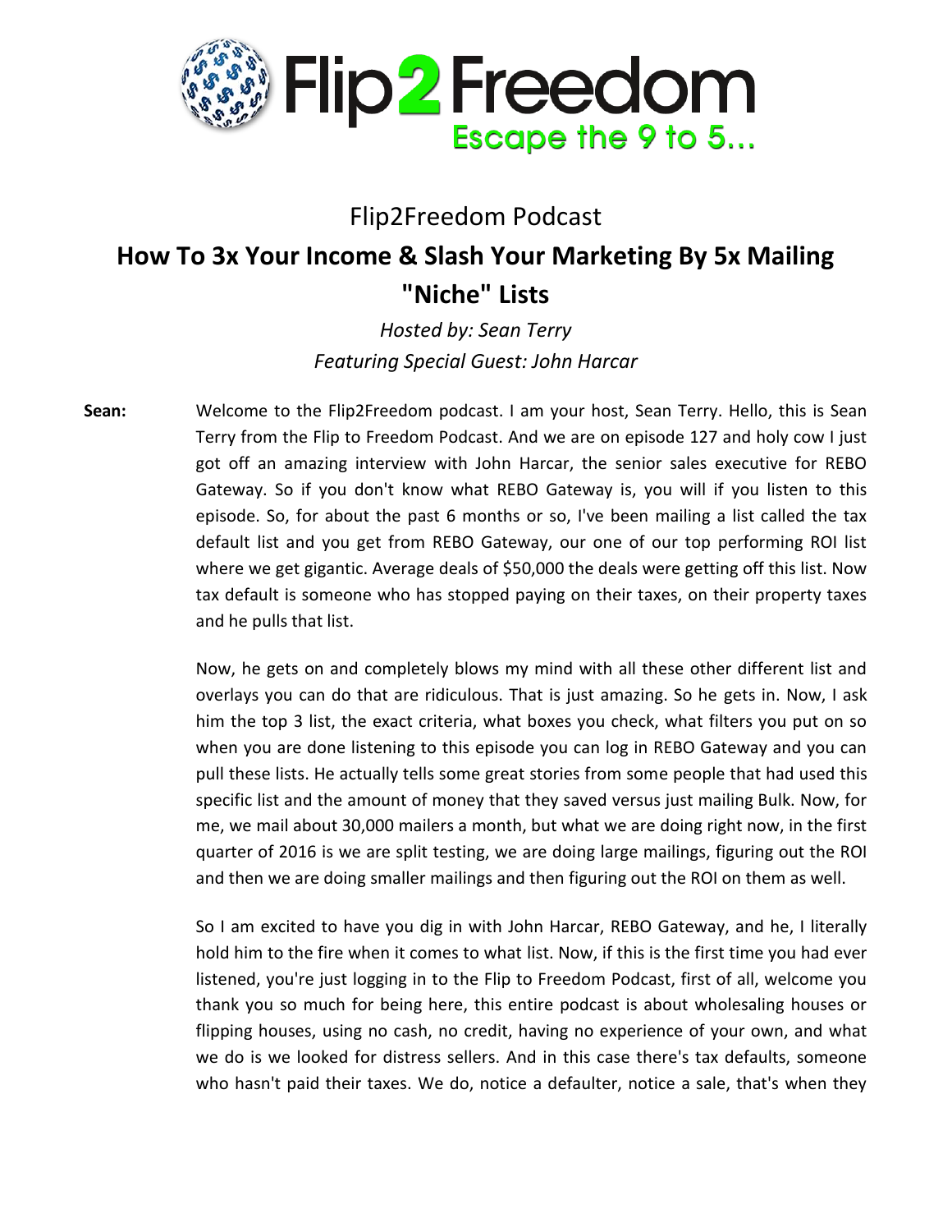# Flip2Freedom

Escape the 9 to 5...

## Flip2Freedom Podcast

# How To 3x Your Income & Slash Your Marketing By 5x Mailing "Niche" Lists

*Hosted by: Sean Terry*

*Featuring Special Guest: John Harcar*

**Sean:** Welcome to the Flip2Freedom podcast. I am your host, Sean Terry. Hello, this is Sean Terry from the Flip to Freedom Podcast. And we are on episode 127 and holy cow I just got off an amazing interview with John Harcar, the senior sales executive for REBO Gateway. So if you don't know what REBO Gateway is, you will if you listen to this episode. So, for about the past 6 months or so, I've been mailing a list called the tax default list and you get from REBO Gateway, our one of our top performing ROI list where we get gigantic. Average deals of $50,000 the deals were getting off this list. Now tax default is someone who has stopped paying on their taxes, on their property taxes and he pulls that list.

Now, he gets on and completely blows my mind with all these other different list and overlays you can do that are ridiculous. That is just amazing. So he gets in. Now, I ask him the top 3 list, the exact criteria, what boxes you check, what filters you put on so when you are done listening to this episode you can log in REBO Gateway and you can pull these lists. He actually tells some great stories from some people that had used this specific list and the amount of money that they saved versus just mailing Bulk. Now, for me, we mail about 30,000 mailers a month, but what we are doing right now, in the first quarter of 2016 is we are split testing, we are doing large mailings, figuring out the ROI and then we are doing smaller mailings and then figuring out the ROI on them as well.

So I am excited to have you dig in with John Harcar, REBO Gateway, and he, I literally hold him to the fire when it comes to what list. Now, if this is the first time you had ever listened, you're just logging in to the Flip to Freedom Podcast, first of all, welcome you thank you so much for being here, this entire podcast is about wholesaling houses or flipping houses, using no cash, no credit, having no experience of your own, and what we do is we looked for distress sellers. And in this case there's tax defaults, someone who hasn't paid their taxes. We do, notice a defaulter, notice a sale, that's when they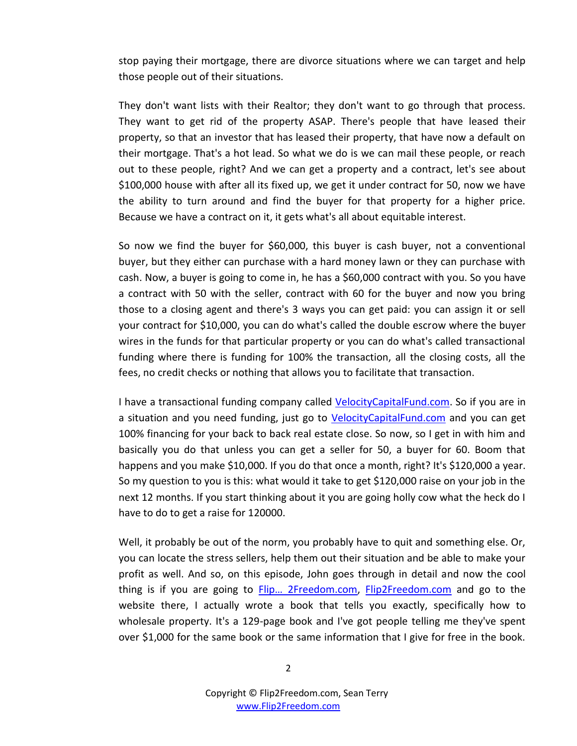stop paying their mortgage, there are divorce situations where we can target and help those people out of their situations.

They don't want lists with their Realtor; they don't want to go through that process. They want to get rid of the property ASAP. There's people that have leased their property, so that an investor that has leased their property, that have now a default on their mortgage. That's a hot lead. So what we do is we can mail these people, or reach out to these people, right? And we can get a property and a contract, let's see about $100,000 house with after all its fixed up, we get it under contract for 50, now we have the ability to turn around and find the buyer for that property for a higher price. Because we have a contract on it, it gets what's all about equitable interest.

So now we find the buyer for $60,000, this buyer is cash buyer, not a conventional buyer, but they either can purchase with a hard money lawn or they can purchase with cash. Now, a buyer is going to come in, he has a $60,000 contract with you. So you have a contract with 50 with the seller, contract with 60 for the buyer and now you bring those to a closing agent and there's 3 ways you can get paid: you can assign it or sell your contract for $10,000, you can do what's called the double escrow where the buyer wires in the funds for that particular property or you can do what's called transactional funding where there is funding for 100% the transaction, all the closing costs, all the fees, no credit checks or nothing that allows you to facilitate that transaction.

I have a transactional funding company called [VelocityCapitalFund.com](http://VelocityCapitalFund.com). So if you are in a situation and you need funding, just go to [VelocityCapitalFund.com](http://VelocityCapitalFund.com) and you can get 100% financing for your back to back real estate close. So now, so I get in with him and basically you do that unless you can get a seller for 50, a buyer for 60. Boom that happens and you make $10,000. If you do that once a month, right? It's $120,000 a year. So my question to you is this: what would it take to get $120,000 raise on your job in the next 12 months. If you start thinking about it you are going holly cow what the heck do I have to do to get a raise for 120000.

Well, it probably be out of the norm, you probably have to quit and something else. Or, you can locate the stress sellers, help them out their situation and be able to make your profit as well. And so, on this episode, John goes through in detail and now the cool thing is if you are going to [Flip… 2Freedom.com](http://Flip2Freedom.com), [Flip2Freedom.com](http://Flip2Freedom.com) and go to the website there, I actually wrote a book that tells you exactly, specifically how to wholesale property. It's a 129-page book and I've got people telling me they've spent over $1,000 for the same book or the same information that I give for free in the book.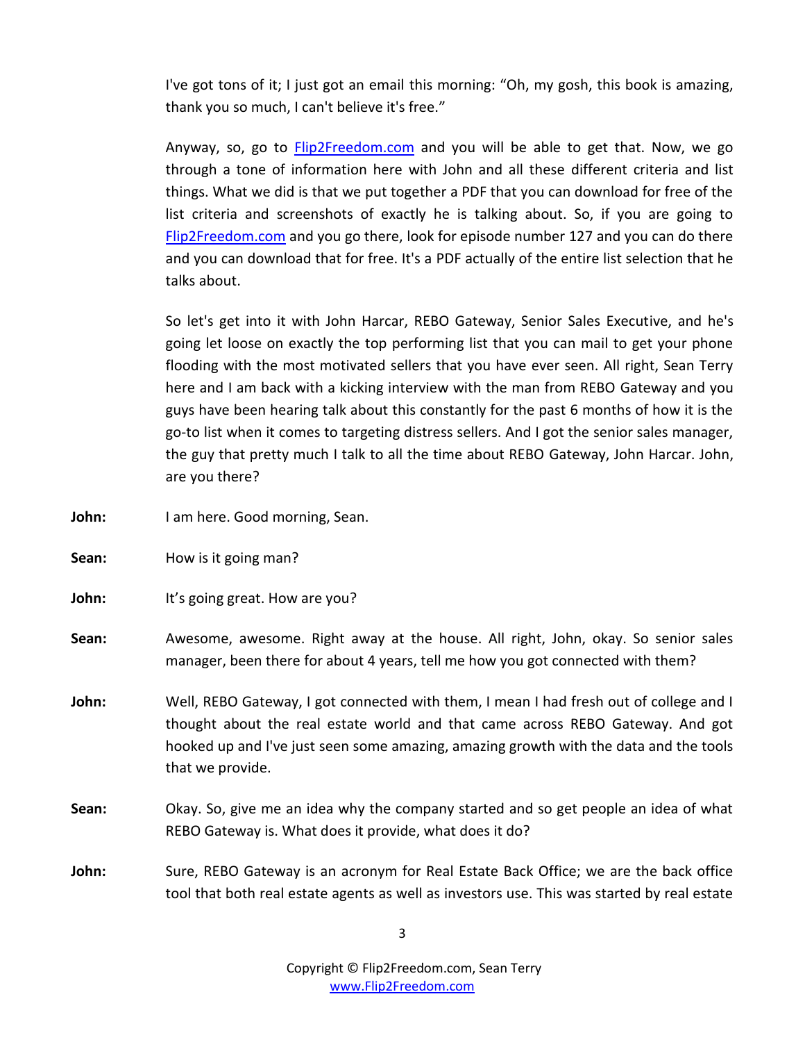I've got tons of it; I just got an email this morning: "Oh, my gosh, this book is amazing, thank you so much, I can't believe it's free."

Anyway, so, go to [Flip2Freedom.com](http://Flip2Freedom.com) and you will be able to get that. Now, we go through a tone of information here with John and all these different criteria and list things. What we did is that we put together a PDF that you can download for free of the list criteria and screenshots of exactly he is talking about. So, if you are going to [Flip2Freedom.com](http://Flip2Freedom.com) and you go there, look for episode number 127 and you can do there and you can download that for free. It's a PDF actually of the entire list selection that he talks about.

So let's get into it with John Harcar, REBO Gateway, Senior Sales Executive, and he's going let loose on exactly the top performing list that you can mail to get your phone flooding with the most motivated sellers that you have ever seen. All right, Sean Terry here and I am back with a kicking interview with the man from REBO Gateway and you guys have been hearing talk about this constantly for the past 6 months of how it is the go-to list when it comes to targeting distress sellers. And I got the senior sales manager, the guy that pretty much I talk to all the time about REBO Gateway, John Harcar. John, are you there?

**John:** I am here. Good morning, Sean.

**Sean:** How is it going man?

**John:** It's going great. How are you?

**Sean:** Awesome, awesome. Right away at the house. All right, John, okay. So senior sales manager, been there for about 4 years, tell me how you got connected with them?

**John:** Well, REBO Gateway, I got connected with them, I mean I had fresh out of college and I thought about the real estate world and that came across REBO Gateway. And got hooked up and I've just seen some amazing, amazing growth with the data and the tools that we provide.

**Sean:** Okay. So, give me an idea why the company started and so get people an idea of what REBO Gateway is. What does it provide, what does it do?

**John:** Sure, REBO Gateway is an acronym for Real Estate Back Office; we are the back office tool that both real estate agents as well as investors use. This was started by real estate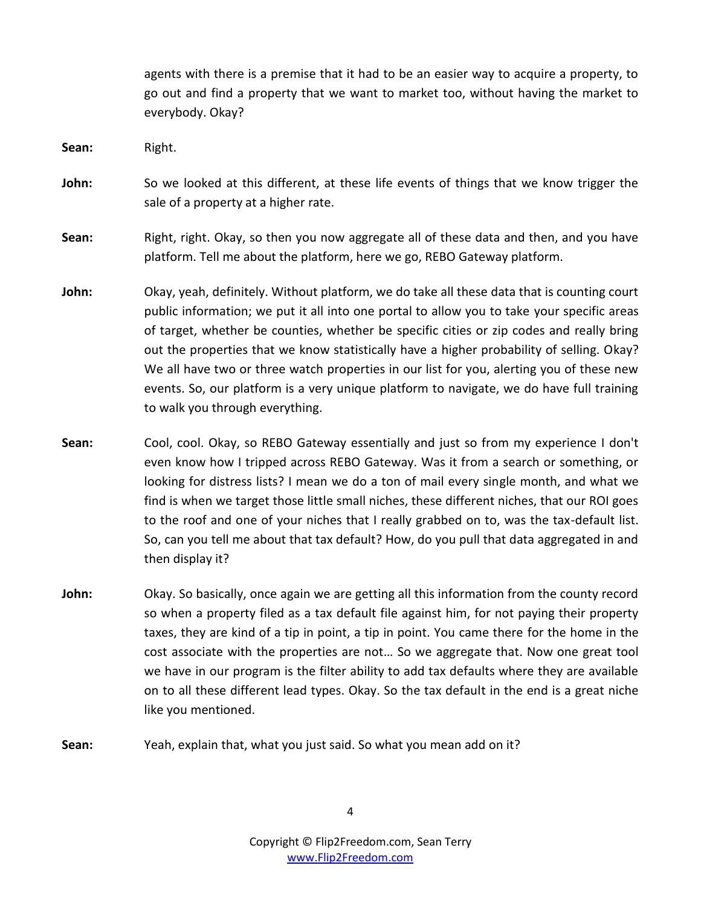agents with there is a premise that it had to be an easier way to acquire a property, to go out and find a property that we want to market too, without having the market to everybody. Okay?

**Sean:** Right.

**John:** So we looked at this different, at these life events of things that we know trigger the sale of a property at a higher rate.

**Sean:** Right, right. Okay, so then you now aggregate all of these data and then, and you have platform. Tell me about the platform, here we go, REBO Gateway platform.

**John:** Okay, yeah, definitely. Without platform, we do take all these data that is counting court public information; we put it all into one portal to allow you to take your specific areas of target, whether be counties, whether be specific cities or zip codes and really bring out the properties that we know statistically have a higher probability of selling. Okay? We all have two or three watch properties in our list for you, alerting you of these new events. So, our platform is a very unique platform to navigate, we do have full training to walk you through everything.

**Sean:** Cool, cool. Okay, so REBO Gateway essentially and just so from my experience I don't even know how I tripped across REBO Gateway. Was it from a search or something, or looking for distress lists? I mean we do a ton of mail every single month, and what we find is when we target those little small niches, these different niches, that our ROI goes to the roof and one of your niches that I really grabbed on to, was the tax-default list. So, can you tell me about that tax default? How, do you pull that data aggregated in and then display it?

**John:** Okay. So basically, once again we are getting all this information from the county record so when a property filed as a tax default file against him, for not paying their property taxes, they are kind of a tip in point, a tip in point. You came there for the home in the cost associate with the properties are not… So we aggregate that. Now one great tool we have in our program is the filter ability to add tax defaults where they are available on to all these different lead types. Okay. So the tax default in the end is a great niche like you mentioned.

**Sean:** Yeah, explain that, what you just said. So what you mean add on it?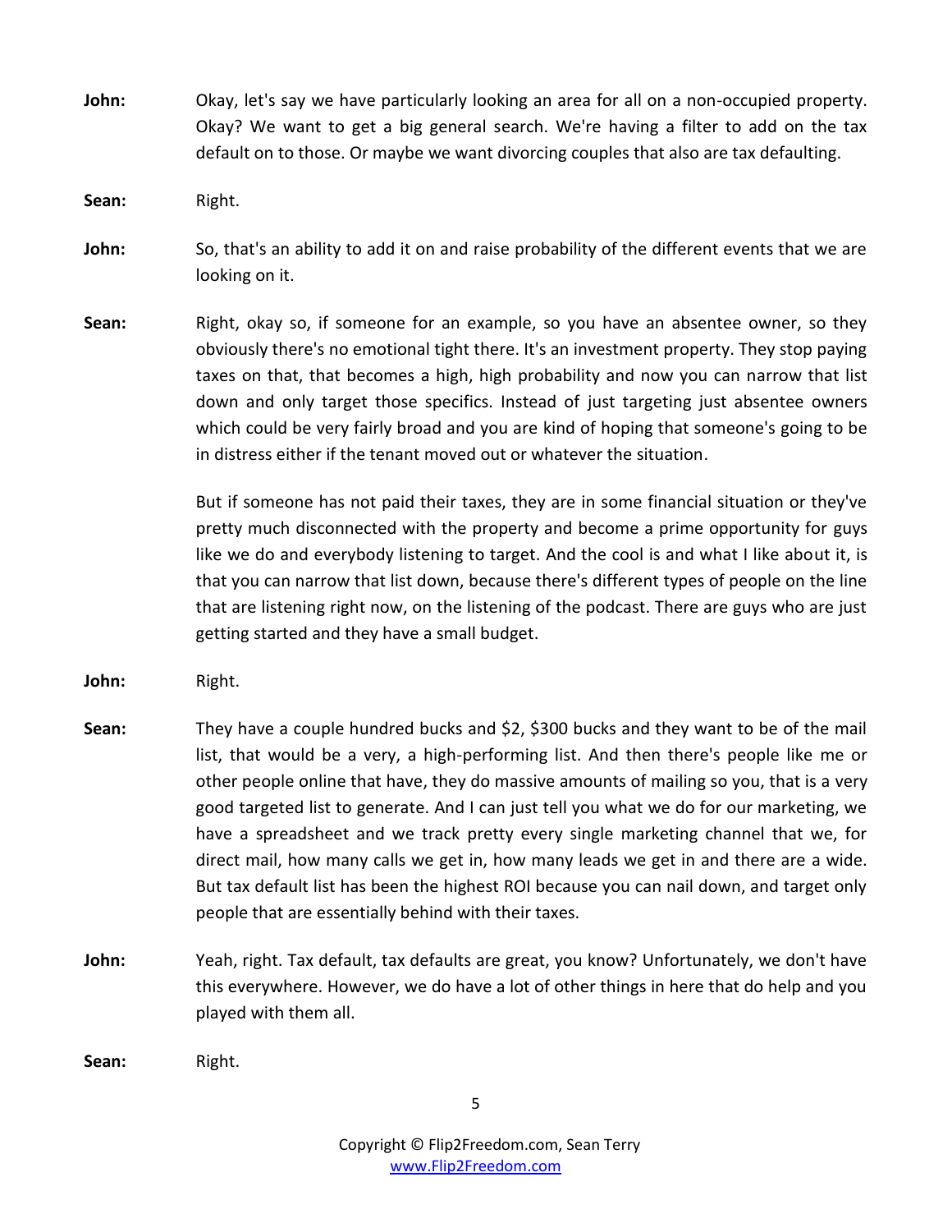**John:** Okay, let's say we have particularly looking an area for all on a non-occupied property. Okay? We want to get a big general search. We're having a filter to add on the tax default on to those. Or maybe we want divorcing couples that also are tax defaulting.

**Sean:** Right.

**John:** So, that's an ability to add it on and raise probability of the different events that we are looking on it.

**Sean:** Right, okay so, if someone for an example, so you have an absentee owner, so they obviously there's no emotional tight there. It's an investment property. They stop paying taxes on that, that becomes a high, high probability and now you can narrow that list down and only target those specifics. Instead of just targeting just absentee owners which could be very fairly broad and you are kind of hoping that someone's going to be in distress either if the tenant moved out or whatever the situation.

But if someone has not paid their taxes, they are in some financial situation or they've pretty much disconnected with the property and become a prime opportunity for guys like we do and everybody listening to target. And the cool is and what I like about it, is that you can narrow that list down, because there's different types of people on the line that are listening right now, on the listening of the podcast. There are guys who are just getting started and they have a small budget.

**John:** Right.

**Sean:** They have a couple hundred bucks and $2, $300 bucks and they want to be of the mail list, that would be a very, a high-performing list. And then there's people like me or other people online that have, they do massive amounts of mailing so you, that is a very good targeted list to generate. And I can just tell you what we do for our marketing, we have a spreadsheet and we track pretty every single marketing channel that we, for direct mail, how many calls we get in, how many leads we get in and there are a wide. But tax default list has been the highest ROI because you can nail down, and target only people that are essentially behind with their taxes.

**John:** Yeah, right. Tax default, tax defaults are great, you know? Unfortunately, we don't have this everywhere. However, we do have a lot of other things in here that do help and you played with them all.

**Sean:** Right.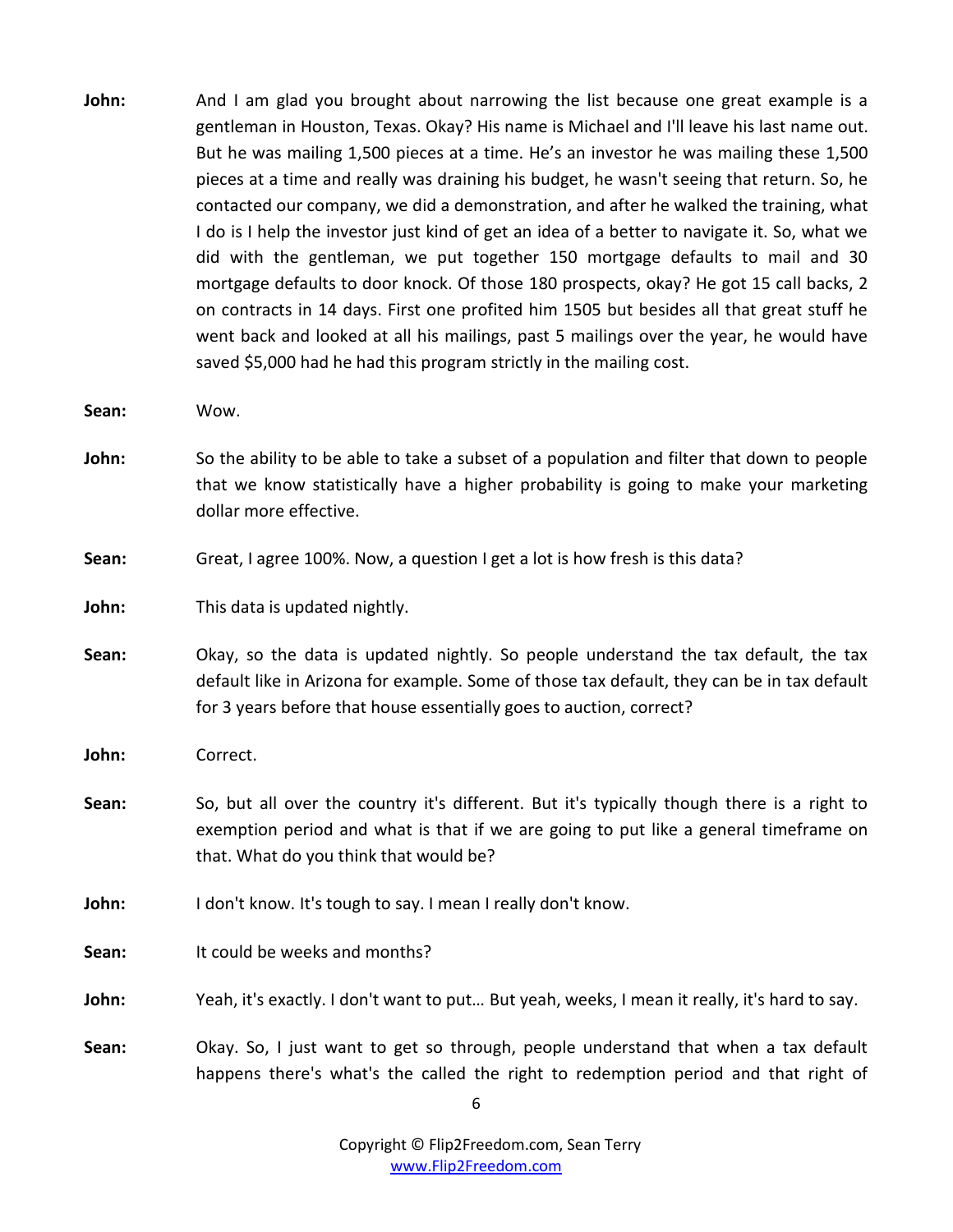**John:** And I am glad you brought about narrowing the list because one great example is a gentleman in Houston, Texas. Okay? His name is Michael and I'll leave his last name out. But he was mailing 1,500 pieces at a time. He's an investor he was mailing these 1,500 pieces at a time and really was draining his budget, he wasn't seeing that return. So, he contacted our company, we did a demonstration, and after he walked the training, what I do is I help the investor just kind of get an idea of a better to navigate it. So, what we did with the gentleman, we put together 150 mortgage defaults to mail and 30 mortgage defaults to door knock. Of those 180 prospects, okay? He got 15 call backs, 2 on contracts in 14 days. First one profited him 1505 but besides all that great stuff he went back and looked at all his mailings, past 5 mailings over the year, he would have saved $5,000 had he had this program strictly in the mailing cost.

**Sean:** Wow.

**John:** So the ability to be able to take a subset of a population and filter that down to people that we know statistically have a higher probability is going to make your marketing dollar more effective.

**Sean:** Great, I agree 100%. Now, a question I get a lot is how fresh is this data?

**John:** This data is updated nightly.

**Sean:** Okay, so the data is updated nightly. So people understand the tax default, the tax default like in Arizona for example. Some of those tax default, they can be in tax default for 3 years before that house essentially goes to auction, correct?

**John:** Correct.

**Sean:** So, but all over the country it's different. But it's typically though there is a right to exemption period and what is that if we are going to put like a general timeframe on that. What do you think that would be?

**John:** I don't know. It's tough to say. I mean I really don't know.

**Sean:** It could be weeks and months?

**John:** Yeah, it's exactly. I don't want to put… But yeah, weeks, I mean it really, it's hard to say.

**Sean:** Okay. So, I just want to get so through, people understand that when a tax default happens there's what's the called the right to redemption period and that right of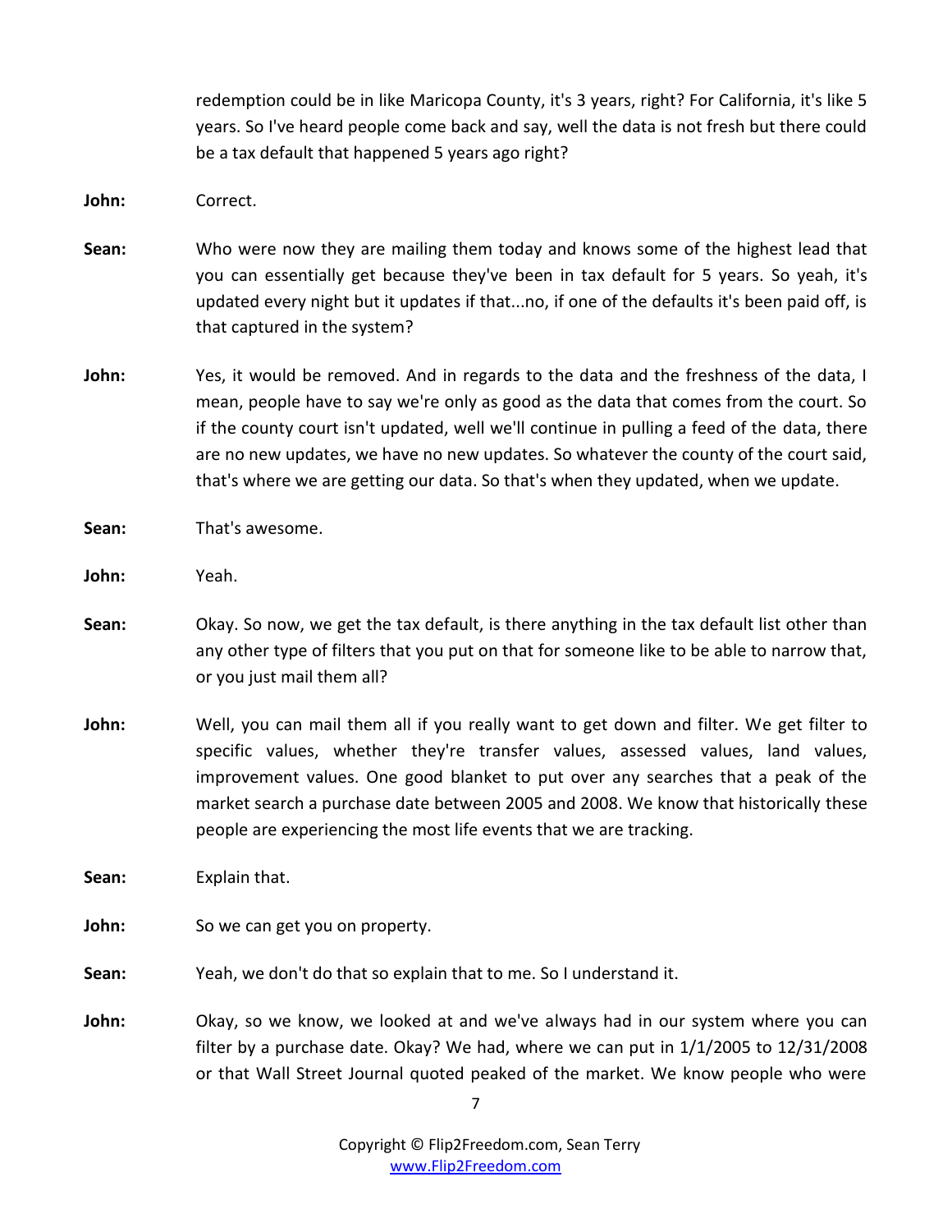redemption could be in like Maricopa County, it's 3 years, right? For California, it's like 5 years. So I've heard people come back and say, well the data is not fresh but there could be a tax default that happened 5 years ago right?

**John:** Correct.

**Sean:** Who were now they are mailing them today and knows some of the highest lead that you can essentially get because they've been in tax default for 5 years. So yeah, it's updated every night but it updates if that...no, if one of the defaults it's been paid off, is that captured in the system?

**John:** Yes, it would be removed. And in regards to the data and the freshness of the data, I mean, people have to say we're only as good as the data that comes from the court. So if the county court isn't updated, well we'll continue in pulling a feed of the data, there are no new updates, we have no new updates. So whatever the county of the court said, that's where we are getting our data. So that's when they updated, when we update.

**Sean:** That's awesome.

**John:** Yeah.

**Sean:** Okay. So now, we get the tax default, is there anything in the tax default list other than any other type of filters that you put on that for someone like to be able to narrow that, or you just mail them all?

**John:** Well, you can mail them all if you really want to get down and filter. We get filter to specific values, whether they're transfer values, assessed values, land values, improvement values. One good blanket to put over any searches that a peak of the market search a purchase date between 2005 and 2008. We know that historically these people are experiencing the most life events that we are tracking.

**Sean:** Explain that.

**John:** So we can get you on property.

**Sean:** Yeah, we don't do that so explain that to me. So I understand it.

**John:** Okay, so we know, we looked at and we've always had in our system where you can filter by a purchase date. Okay? We had, where we can put in 1/1/2005 to 12/31/2008 or that Wall Street Journal quoted peaked of the market. We know people who were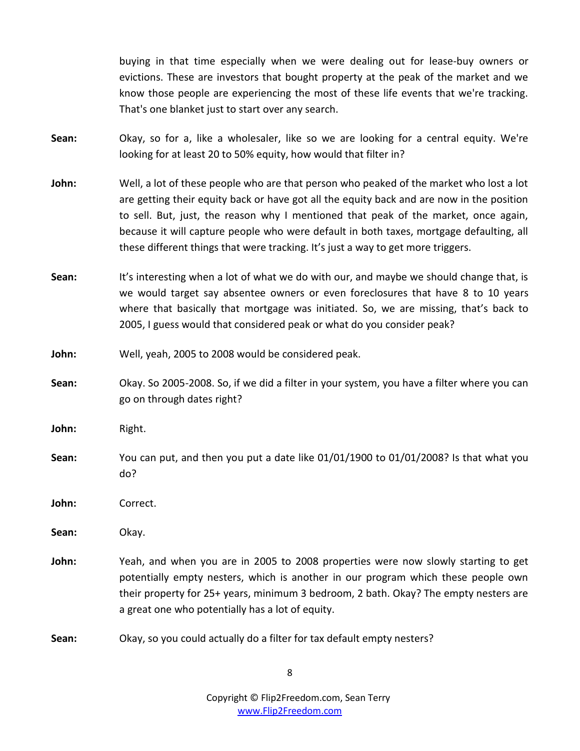buying in that time especially when we were dealing out for lease-buy owners or evictions. These are investors that bought property at the peak of the market and we know those people are experiencing the most of these life events that we're tracking. That's one blanket just to start over any search.

**Sean:** Okay, so for a, like a wholesaler, like so we are looking for a central equity. We're looking for at least 20 to 50% equity, how would that filter in?

**John:** Well, a lot of these people who are that person who peaked of the market who lost a lot are getting their equity back or have got all the equity back and are now in the position to sell. But, just, the reason why I mentioned that peak of the market, once again, because it will capture people who were default in both taxes, mortgage defaulting, all these different things that were tracking. It's just a way to get more triggers.

**Sean:** It's interesting when a lot of what we do with our, and maybe we should change that, is we would target say absentee owners or even foreclosures that have 8 to 10 years where that basically that mortgage was initiated. So, we are missing, that's back to 2005, I guess would that considered peak or what do you consider peak?

**John:** Well, yeah, 2005 to 2008 would be considered peak.

**Sean:** Okay. So 2005-2008. So, if we did a filter in your system, you have a filter where you can go on through dates right?

**John:** Right.

**Sean:** You can put, and then you put a date like 01/01/1900 to 01/01/2008? Is that what you do?

**John:** Correct.

**Sean:** Okay.

**John:** Yeah, and when you are in 2005 to 2008 properties were now slowly starting to get potentially empty nesters, which is another in our program which these people own their property for 25+ years, minimum 3 bedroom, 2 bath. Okay? The empty nesters are a great one who potentially has a lot of equity.

**Sean:** Okay, so you could actually do a filter for tax default empty nesters?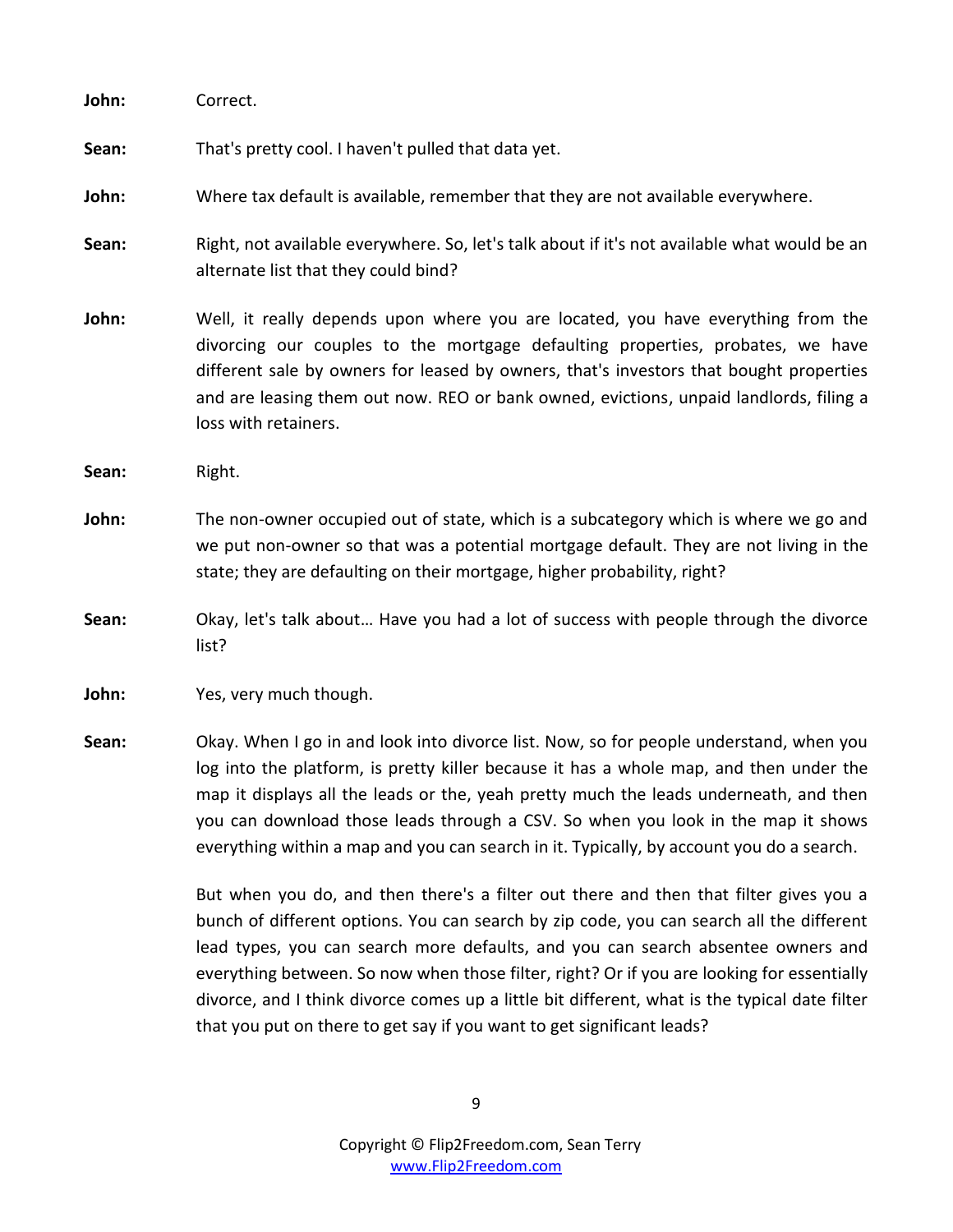**John:** Correct.

**Sean:** That's pretty cool. I haven't pulled that data yet.

**John:** Where tax default is available, remember that they are not available everywhere.

**Sean:** Right, not available everywhere. So, let's talk about if it's not available what would be an alternate list that they could bind?

**John:** Well, it really depends upon where you are located, you have everything from the divorcing our couples to the mortgage defaulting properties, probates, we have different sale by owners for leased by owners, that's investors that bought properties and are leasing them out now. REO or bank owned, evictions, unpaid landlords, filing a loss with retainers.

**Sean:** Right.

**John:** The non-owner occupied out of state, which is a subcategory which is where we go and we put non-owner so that was a potential mortgage default. They are not living in the state; they are defaulting on their mortgage, higher probability, right?

**Sean:** Okay, let's talk about… Have you had a lot of success with people through the divorce list?

**John:** Yes, very much though.

**Sean:** Okay. When I go in and look into divorce list. Now, so for people understand, when you log into the platform, is pretty killer because it has a whole map, and then under the map it displays all the leads or the, yeah pretty much the leads underneath, and then you can download those leads through a CSV. So when you look in the map it shows everything within a map and you can search in it. Typically, by account you do a search.

But when you do, and then there's a filter out there and then that filter gives you a bunch of different options. You can search by zip code, you can search all the different lead types, you can search more defaults, and you can search absentee owners and everything between. So now when those filter, right? Or if you are looking for essentially divorce, and I think divorce comes up a little bit different, what is the typical date filter that you put on there to get say if you want to get significant leads?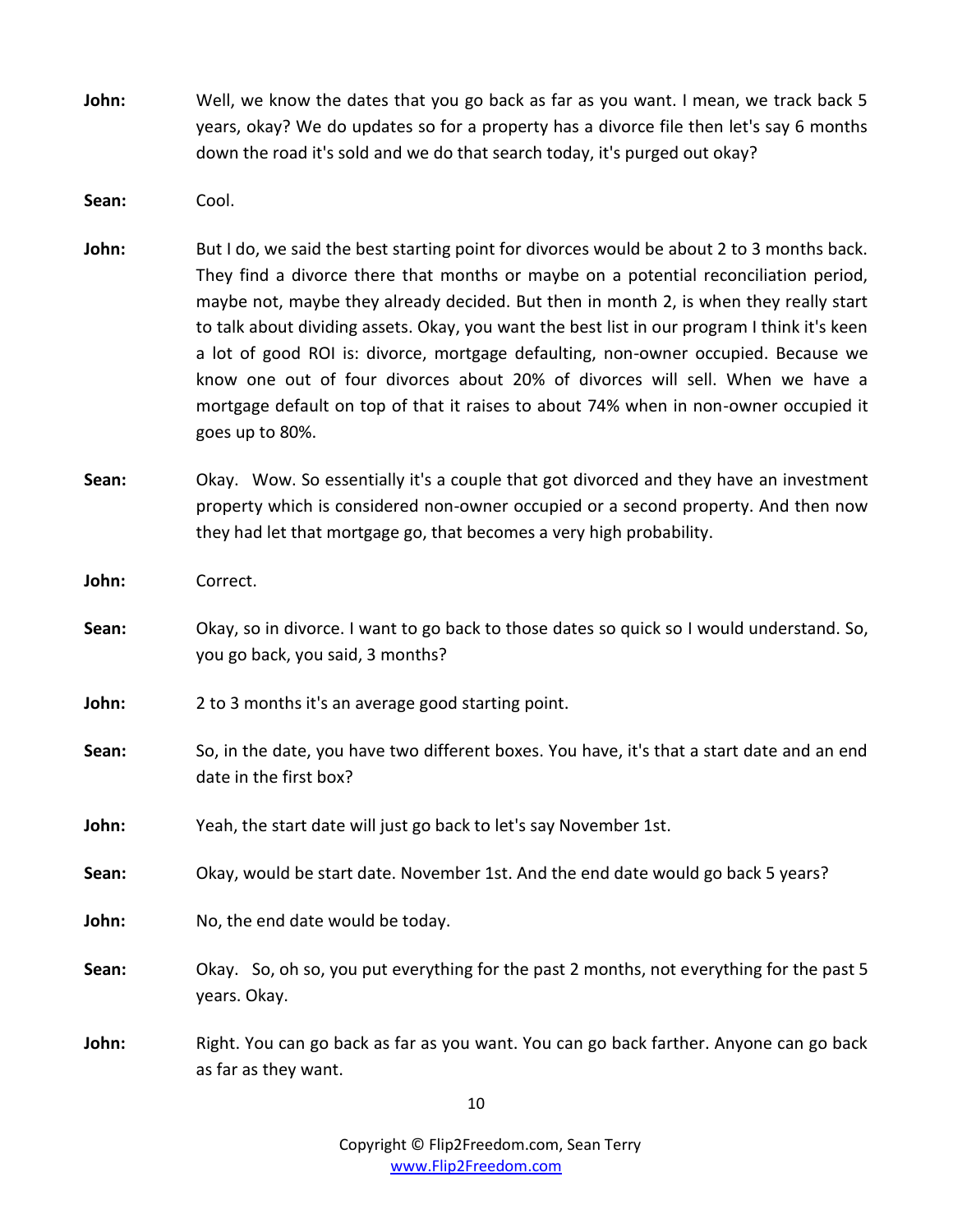**John:** Well, we know the dates that you go back as far as you want. I mean, we track back 5 years, okay? We do updates so for a property has a divorce file then let's say 6 months down the road it's sold and we do that search today, it's purged out okay?

**Sean:** Cool.

**John:** But I do, we said the best starting point for divorces would be about 2 to 3 months back. They find a divorce there that months or maybe on a potential reconciliation period, maybe not, maybe they already decided. But then in month 2, is when they really start to talk about dividing assets. Okay, you want the best list in our program I think it's keen a lot of good ROI is: divorce, mortgage defaulting, non-owner occupied. Because we know one out of four divorces about 20% of divorces will sell. When we have a mortgage default on top of that it raises to about 74% when in non-owner occupied it goes up to 80%.

**Sean:** Okay. Wow. So essentially it's a couple that got divorced and they have an investment property which is considered non-owner occupied or a second property. And then now they had let that mortgage go, that becomes a very high probability.

**John:** Correct.

**Sean:** Okay, so in divorce. I want to go back to those dates so quick so I would understand. So, you go back, you said, 3 months?

**John:** 2 to 3 months it's an average good starting point.

**Sean:** So, in the date, you have two different boxes. You have, it's that a start date and an end date in the first box?

**John:** Yeah, the start date will just go back to let's say November 1st.

**Sean:** Okay, would be start date. November 1st. And the end date would go back 5 years?

**John:** No, the end date would be today.

**Sean:** Okay. So, oh so, you put everything for the past 2 months, not everything for the past 5 years. Okay.

**John:** Right. You can go back as far as you want. You can go back farther. Anyone can go back as far as they want.

Copyright © Flip2Freedom.com, Sean Terry
www.Flip2Freedom.com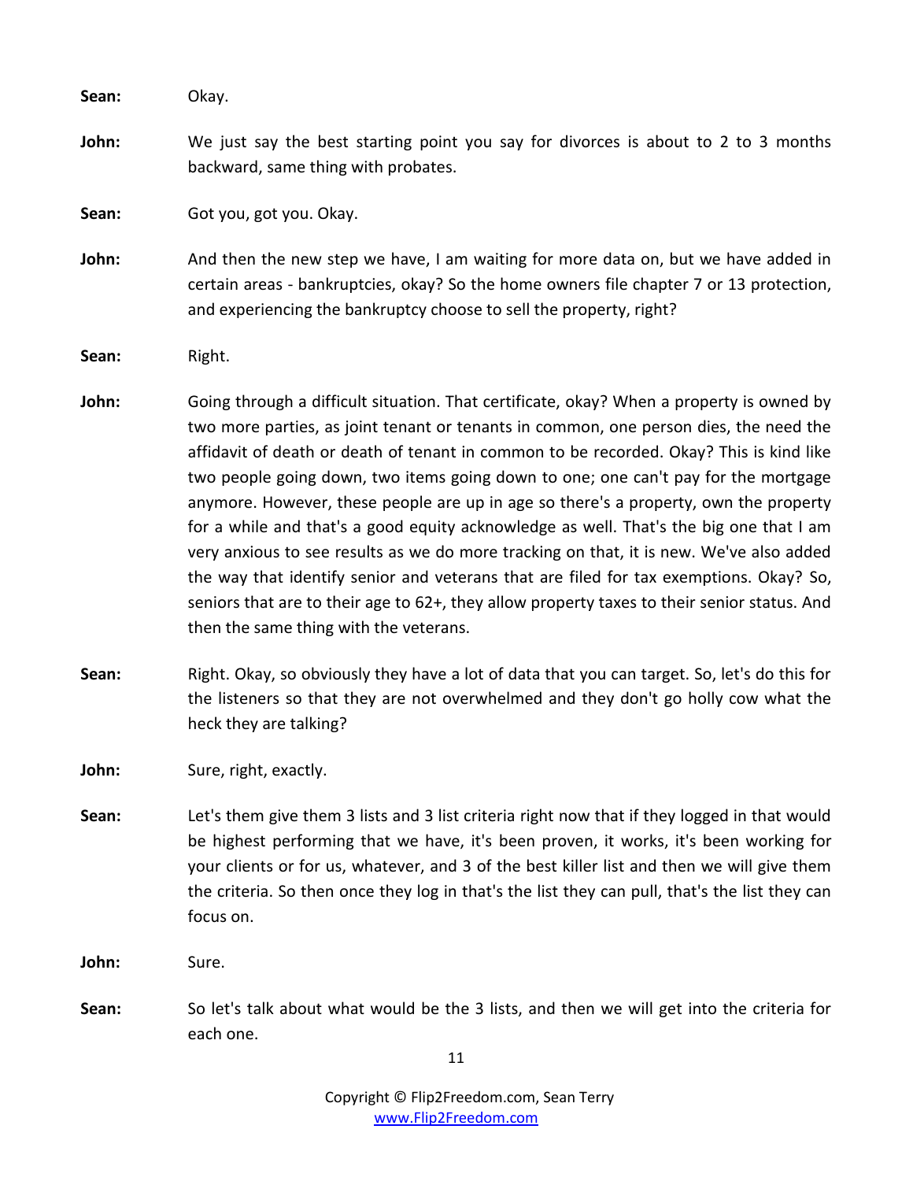**Sean:** Okay.

**John:** We just say the best starting point you say for divorces is about to 2 to 3 months backward, same thing with probates.

**Sean:** Got you, got you. Okay.

**John:** And then the new step we have, I am waiting for more data on, but we have added in certain areas - bankruptcies, okay? So the home owners file chapter 7 or 13 protection, and experiencing the bankruptcy choose to sell the property, right?

**Sean:** Right.

**John:** Going through a difficult situation. That certificate, okay? When a property is owned by two more parties, as joint tenant or tenants in common, one person dies, the need the affidavit of death or death of tenant in common to be recorded. Okay? This is kind like two people going down, two items going down to one; one can't pay for the mortgage anymore. However, these people are up in age so there's a property, own the property for a while and that's a good equity acknowledge as well. That's the big one that I am very anxious to see results as we do more tracking on that, it is new. We've also added the way that identify senior and veterans that are filed for tax exemptions. Okay? So, seniors that are to their age to 62+, they allow property taxes to their senior status. And then the same thing with the veterans.

**Sean:** Right. Okay, so obviously they have a lot of data that you can target. So, let's do this for the listeners so that they are not overwhelmed and they don't go holly cow what the heck they are talking?

**John:** Sure, right, exactly.

**Sean:** Let's them give them 3 lists and 3 list criteria right now that if they logged in that would be highest performing that we have, it's been proven, it works, it's been working for your clients or for us, whatever, and 3 of the best killer list and then we will give them the criteria. So then once they log in that's the list they can pull, that's the list they can focus on.

**John:** Sure.

**Sean:** So let's talk about what would be the 3 lists, and then we will get into the criteria for each one.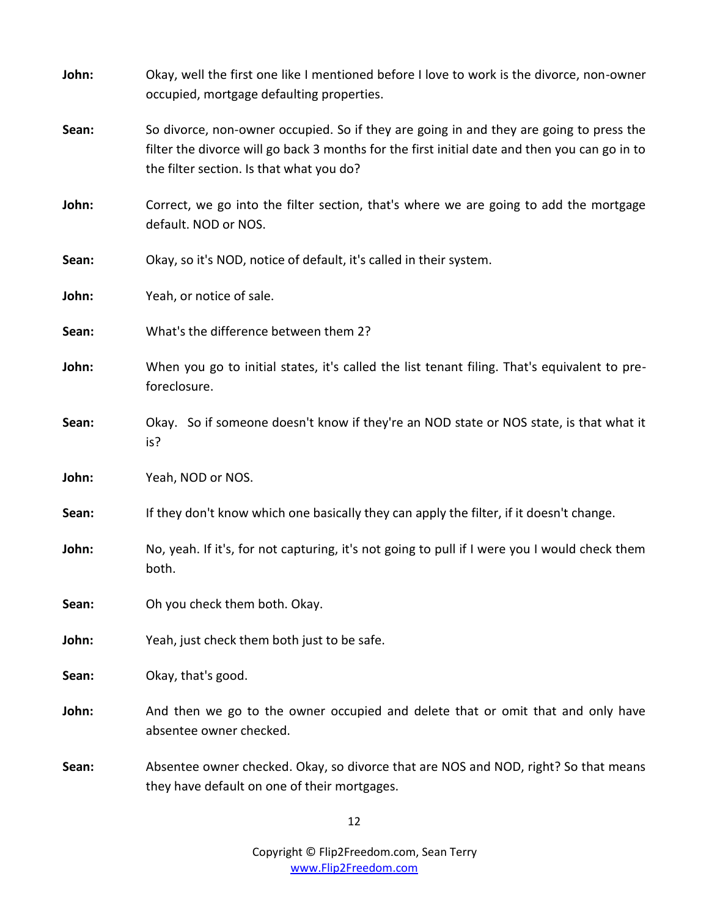**John:** Okay, well the first one like I mentioned before I love to work is the divorce, non-owner occupied, mortgage defaulting properties.

**Sean:** So divorce, non-owner occupied. So if they are going in and they are going to press the filter the divorce will go back 3 months for the first initial date and then you can go in to the filter section. Is that what you do?

**John:** Correct, we go into the filter section, that's where we are going to add the mortgage default. NOD or NOS.

**Sean:** Okay, so it's NOD, notice of default, it's called in their system.

**John:** Yeah, or notice of sale.

**Sean:** What's the difference between them 2?

**John:** When you go to initial states, it's called the list tenant filing. That's equivalent to pre-foreclosure.

**Sean:** Okay. So if someone doesn't know if they're an NOD state or NOS state, is that what it is?

**John:** Yeah, NOD or NOS.

**Sean:** If they don't know which one basically they can apply the filter, if it doesn't change.

**John:** No, yeah. If it's, for not capturing, it's not going to pull if I were you I would check them both.

**Sean:** Oh you check them both. Okay.

**John:** Yeah, just check them both just to be safe.

**Sean:** Okay, that's good.

**John:** And then we go to the owner occupied and delete that or omit that and only have absentee owner checked.

**Sean:** Absentee owner checked. Okay, so divorce that are NOS and NOD, right? So that means they have default on one of their mortgages.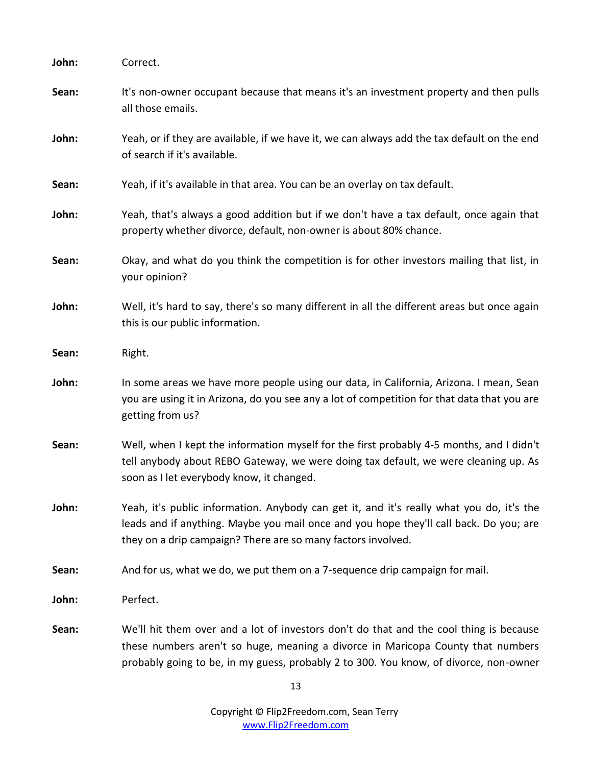**John:** Correct.

**Sean:** It's non-owner occupant because that means it's an investment property and then pulls all those emails.

**John:** Yeah, or if they are available, if we have it, we can always add the tax default on the end of search if it's available.

**Sean:** Yeah, if it's available in that area. You can be an overlay on tax default.

**John:** Yeah, that's always a good addition but if we don't have a tax default, once again that property whether divorce, default, non-owner is about 80% chance.

**Sean:** Okay, and what do you think the competition is for other investors mailing that list, in your opinion?

**John:** Well, it's hard to say, there's so many different in all the different areas but once again this is our public information.

**Sean:** Right.

**John:** In some areas we have more people using our data, in California, Arizona. I mean, Sean you are using it in Arizona, do you see any a lot of competition for that data that you are getting from us?

**Sean:** Well, when I kept the information myself for the first probably 4-5 months, and I didn't tell anybody about REBO Gateway, we were doing tax default, we were cleaning up. As soon as I let everybody know, it changed.

**John:** Yeah, it's public information. Anybody can get it, and it's really what you do, it's the leads and if anything. Maybe you mail once and you hope they'll call back. Do you; are they on a drip campaign? There are so many factors involved.

**Sean:** And for us, what we do, we put them on a 7-sequence drip campaign for mail.

**John:** Perfect.

**Sean:** We'll hit them over and a lot of investors don't do that and the cool thing is because these numbers aren't so huge, meaning a divorce in Maricopa County that numbers probably going to be, in my guess, probably 2 to 300. You know, of divorce, non-owner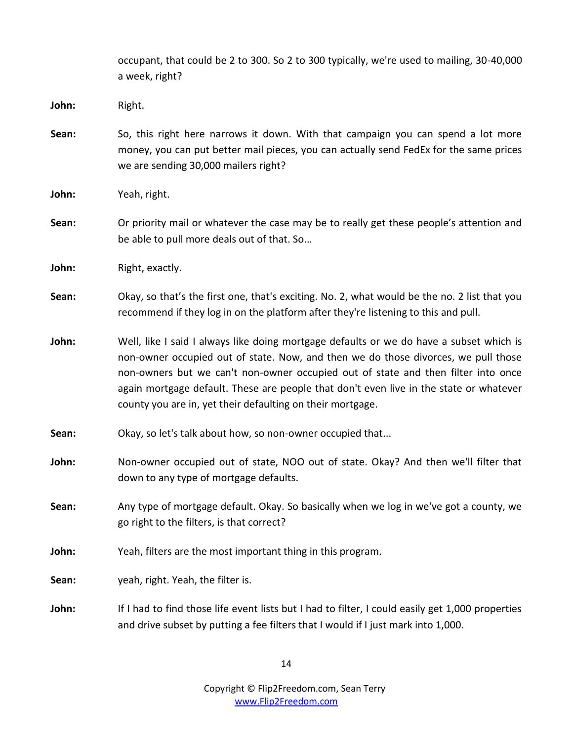occupant, that could be 2 to 300. So 2 to 300 typically, we're used to mailing, 30-40,000 a week, right?

**John:** Right.

**Sean:** So, this right here narrows it down. With that campaign you can spend a lot more money, you can put better mail pieces, you can actually send FedEx for the same prices we are sending 30,000 mailers right?

**John:** Yeah, right.

**Sean:** Or priority mail or whatever the case may be to really get these people's attention and be able to pull more deals out of that. So…

**John:** Right, exactly.

**Sean:** Okay, so that's the first one, that's exciting. No. 2, what would be the no. 2 list that you recommend if they log in on the platform after they're listening to this and pull.

**John:** Well, like I said I always like doing mortgage defaults or we do have a subset which is non-owner occupied out of state. Now, and then we do those divorces, we pull those non-owners but we can't non-owner occupied out of state and then filter into once again mortgage default. These are people that don't even live in the state or whatever county you are in, yet their defaulting on their mortgage.

**Sean:** Okay, so let's talk about how, so non-owner occupied that...

**John:** Non-owner occupied out of state, NOO out of state. Okay? And then we'll filter that down to any type of mortgage defaults.

**Sean:** Any type of mortgage default. Okay. So basically when we log in we've got a county, we go right to the filters, is that correct?

**John:** Yeah, filters are the most important thing in this program.

**Sean:** yeah, right. Yeah, the filter is.

**John:** If I had to find those life event lists but I had to filter, I could easily get 1,000 properties and drive subset by putting a fee filters that I would if I just mark into 1,000.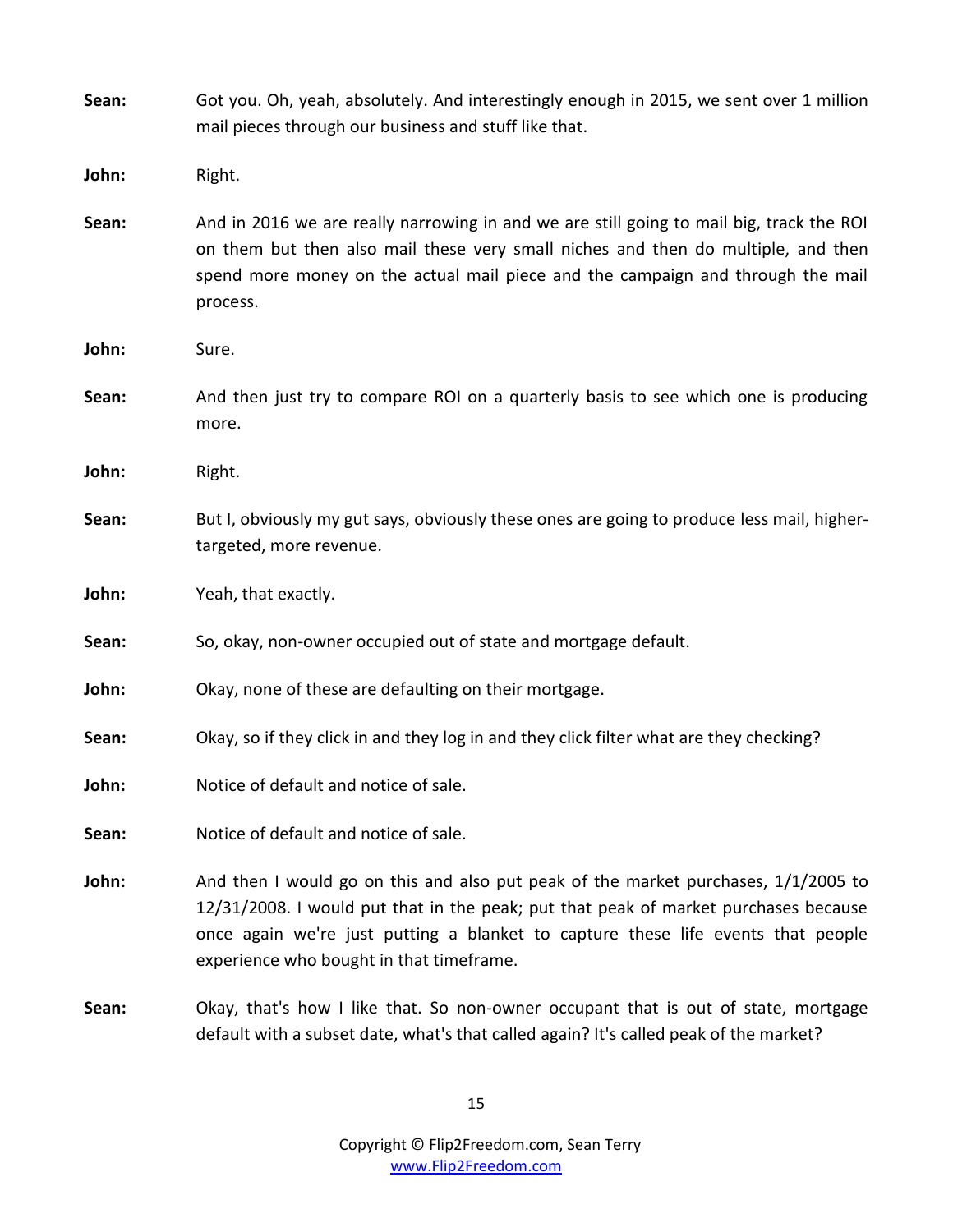**Sean:** Got you. Oh, yeah, absolutely. And interestingly enough in 2015, we sent over 1 million mail pieces through our business and stuff like that.

**John:** Right.

**Sean:** And in 2016 we are really narrowing in and we are still going to mail big, track the ROI on them but then also mail these very small niches and then do multiple, and then spend more money on the actual mail piece and the campaign and through the mail process.

**John:** Sure.

**Sean:** And then just try to compare ROI on a quarterly basis to see which one is producing more.

**John:** Right.

**Sean:** But I, obviously my gut says, obviously these ones are going to produce less mail, higher-targeted, more revenue.

**John:** Yeah, that exactly.

**Sean:** So, okay, non-owner occupied out of state and mortgage default.

**John:** Okay, none of these are defaulting on their mortgage.

**Sean:** Okay, so if they click in and they log in and they click filter what are they checking?

**John:** Notice of default and notice of sale.

**Sean:** Notice of default and notice of sale.

**John:** And then I would go on this and also put peak of the market purchases, 1/1/2005 to 12/31/2008. I would put that in the peak; put that peak of market purchases because once again we're just putting a blanket to capture these life events that people experience who bought in that timeframe.

**Sean:** Okay, that's how I like that. So non-owner occupant that is out of state, mortgage default with a subset date, what's that called again? It's called peak of the market?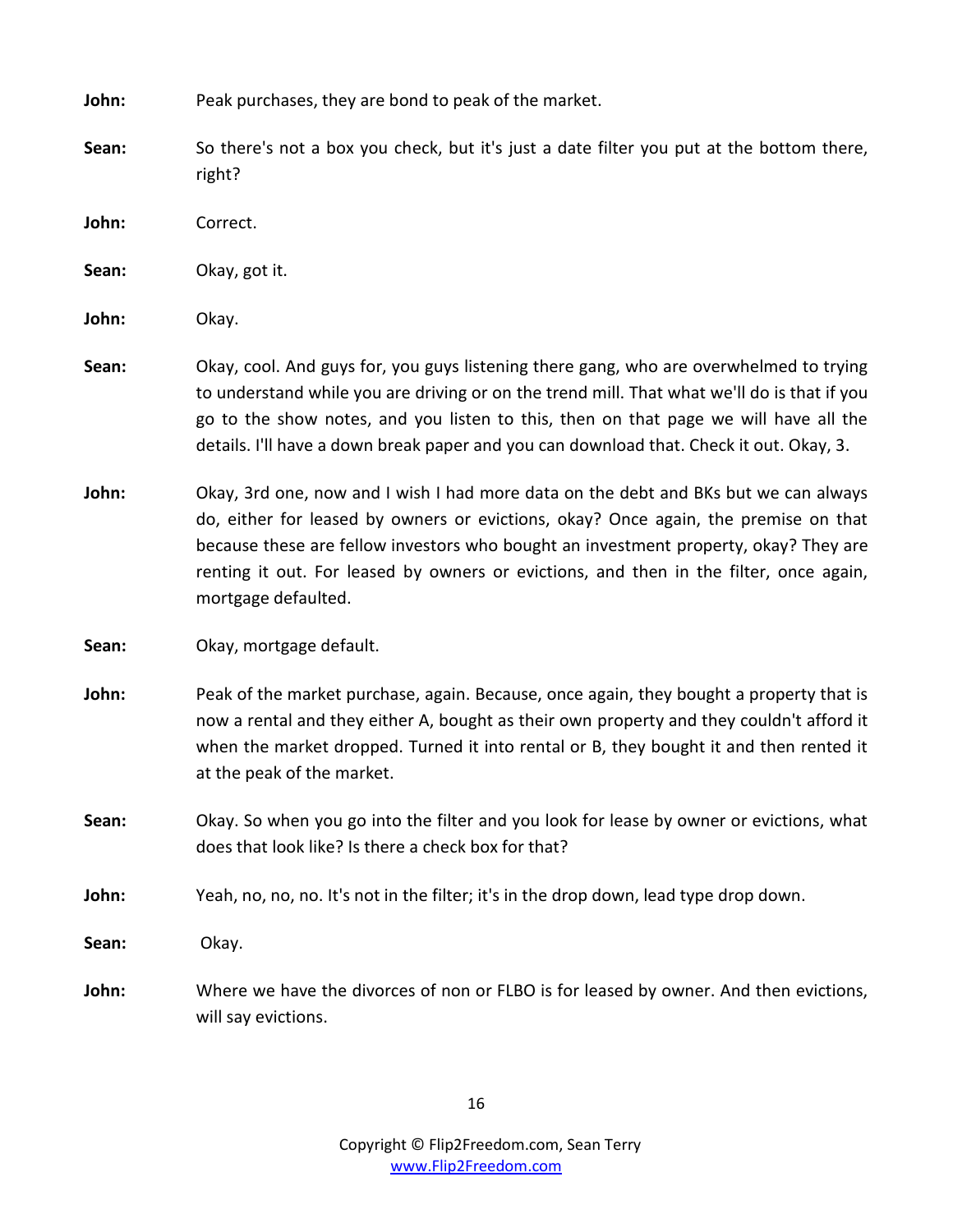**John:** Peak purchases, they are bond to peak of the market.

**Sean:** So there's not a box you check, but it's just a date filter you put at the bottom there, right?

**John:** Correct.

**Sean:** Okay, got it.

**John:** Okay.

**Sean:** Okay, cool. And guys for, you guys listening there gang, who are overwhelmed to trying to understand while you are driving or on the trend mill. That what we'll do is that if you go to the show notes, and you listen to this, then on that page we will have all the details. I'll have a down break paper and you can download that. Check it out. Okay, 3.

**John:** Okay, 3rd one, now and I wish I had more data on the debt and BKs but we can always do, either for leased by owners or evictions, okay? Once again, the premise on that because these are fellow investors who bought an investment property, okay? They are renting it out. For leased by owners or evictions, and then in the filter, once again, mortgage defaulted.

**Sean:** Okay, mortgage default.

**John:** Peak of the market purchase, again. Because, once again, they bought a property that is now a rental and they either A, bought as their own property and they couldn't afford it when the market dropped. Turned it into rental or B, they bought it and then rented it at the peak of the market.

**Sean:** Okay. So when you go into the filter and you look for lease by owner or evictions, what does that look like? Is there a check box for that?

**John:** Yeah, no, no, no. It's not in the filter; it's in the drop down, lead type drop down.

**Sean:** Okay.

**John:** Where we have the divorces of non or FLBO is for leased by owner. And then evictions, will say evictions.

Copyright © Flip2Freedom.com, Sean Terry
www.Flip2Freedom.com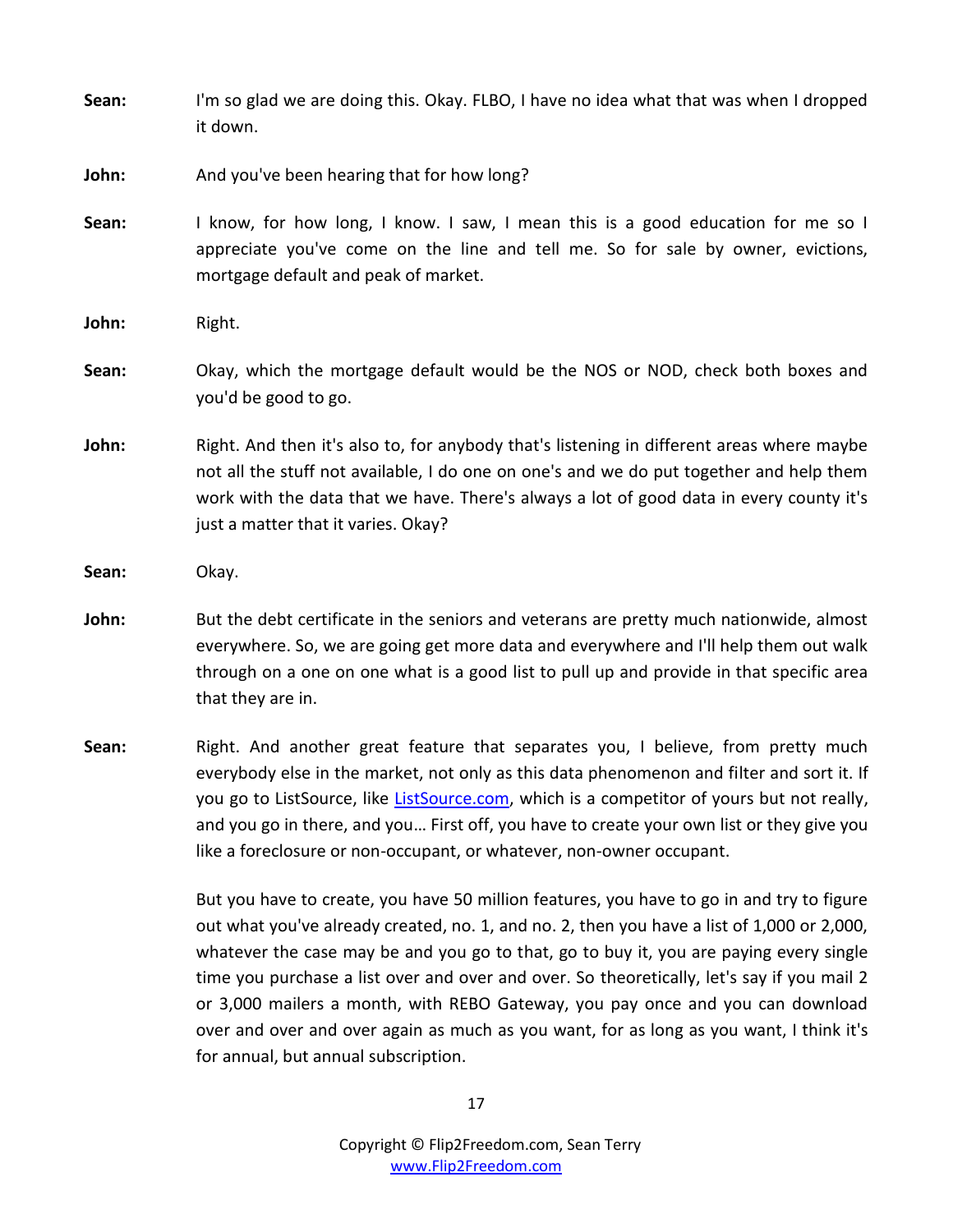**Sean:** I'm so glad we are doing this. Okay. FLBO, I have no idea what that was when I dropped it down.

**John:** And you've been hearing that for how long?

**Sean:** I know, for how long, I know. I saw, I mean this is a good education for me so I appreciate you've come on the line and tell me. So for sale by owner, evictions, mortgage default and peak of market.

**John:** Right.

**Sean:** Okay, which the mortgage default would be the NOS or NOD, check both boxes and you'd be good to go.

**John:** Right. And then it's also to, for anybody that's listening in different areas where maybe not all the stuff not available, I do one on one's and we do put together and help them work with the data that we have. There's always a lot of good data in every county it's just a matter that it varies. Okay?

**Sean:** Okay.

**John:** But the debt certificate in the seniors and veterans are pretty much nationwide, almost everywhere. So, we are going get more data and everywhere and I'll help them out walk through on a one on one what is a good list to pull up and provide in that specific area that they are in.

**Sean:** Right. And another great feature that separates you, I believe, from pretty much everybody else in the market, not only as this data phenomenon and filter and sort it. If you go to ListSource, like [ListSource.com](http://ListSource.com), which is a competitor of yours but not really, and you go in there, and you… First off, you have to create your own list or they give you like a foreclosure or non-occupant, or whatever, non-owner occupant.

But you have to create, you have 50 million features, you have to go in and try to figure out what you've already created, no. 1, and no. 2, then you have a list of 1,000 or 2,000, whatever the case may be and you go to that, go to buy it, you are paying every single time you purchase a list over and over and over. So theoretically, let's say if you mail 2 or 3,000 mailers a month, with REBO Gateway, you pay once and you can download over and over and over again as much as you want, for as long as you want, I think it's for annual, but annual subscription.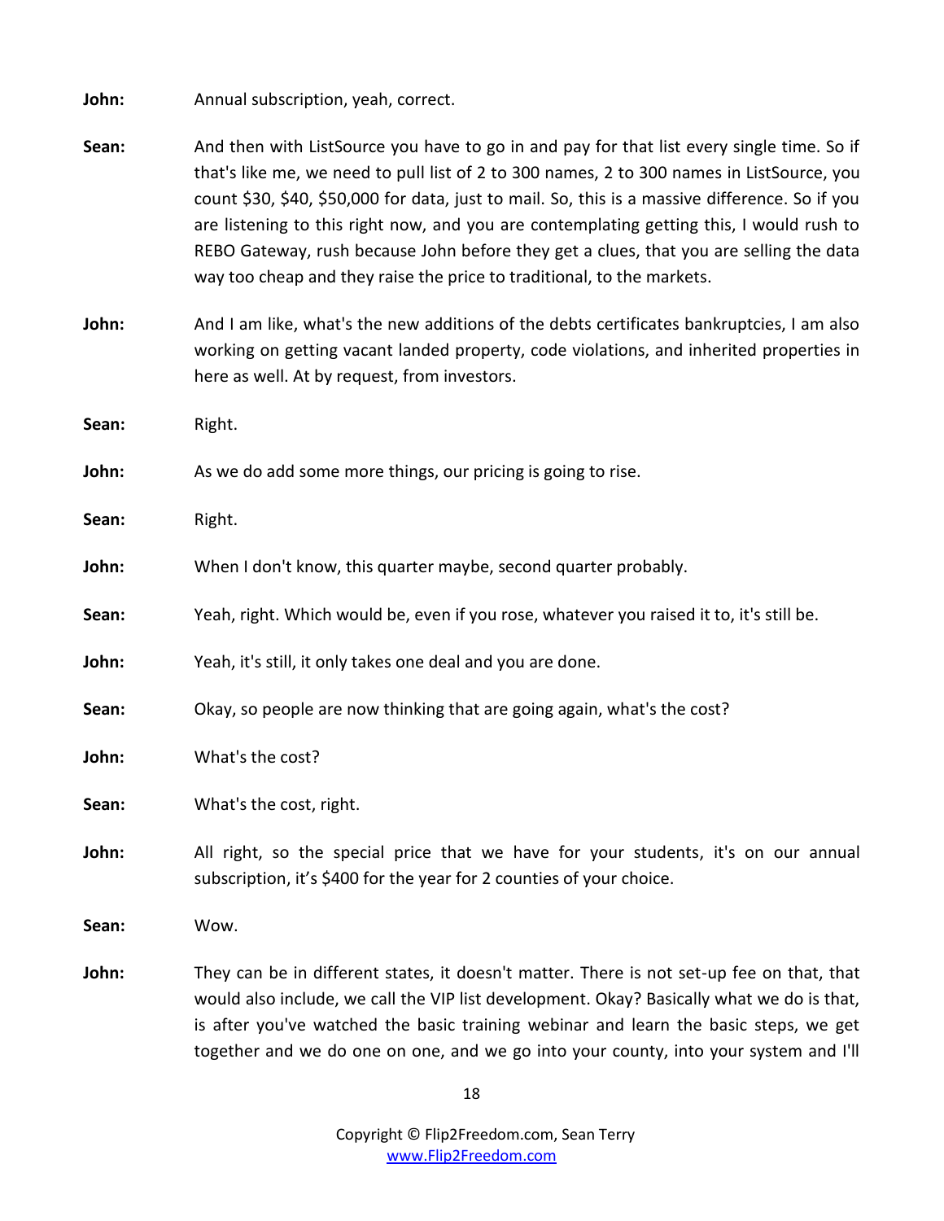**John:** Annual subscription, yeah, correct.

**Sean:** And then with ListSource you have to go in and pay for that list every single time. So if that's like me, we need to pull list of 2 to 300 names, 2 to 300 names in ListSource, you count $30, $40, $50,000 for data, just to mail. So, this is a massive difference. So if you are listening to this right now, and you are contemplating getting this, I would rush to REBO Gateway, rush because John before they get a clues, that you are selling the data way too cheap and they raise the price to traditional, to the markets.

**John:** And I am like, what's the new additions of the debts certificates bankruptcies, I am also working on getting vacant landed property, code violations, and inherited properties in here as well. At by request, from investors.

**Sean:** Right.

**John:** As we do add some more things, our pricing is going to rise.

**Sean:** Right.

**John:** When I don't know, this quarter maybe, second quarter probably.

**Sean:** Yeah, right. Which would be, even if you rose, whatever you raised it to, it's still be.

**John:** Yeah, it's still, it only takes one deal and you are done.

**Sean:** Okay, so people are now thinking that are going again, what's the cost?

**John:** What's the cost?

**Sean:** What's the cost, right.

**John:** All right, so the special price that we have for your students, it's on our annual subscription, it's $400 for the year for 2 counties of your choice.

**Sean:** Wow.

**John:** They can be in different states, it doesn't matter. There is not set-up fee on that, that would also include, we call the VIP list development. Okay? Basically what we do is that, is after you've watched the basic training webinar and learn the basic steps, we get together and we do one on one, and we go into your county, into your system and I'll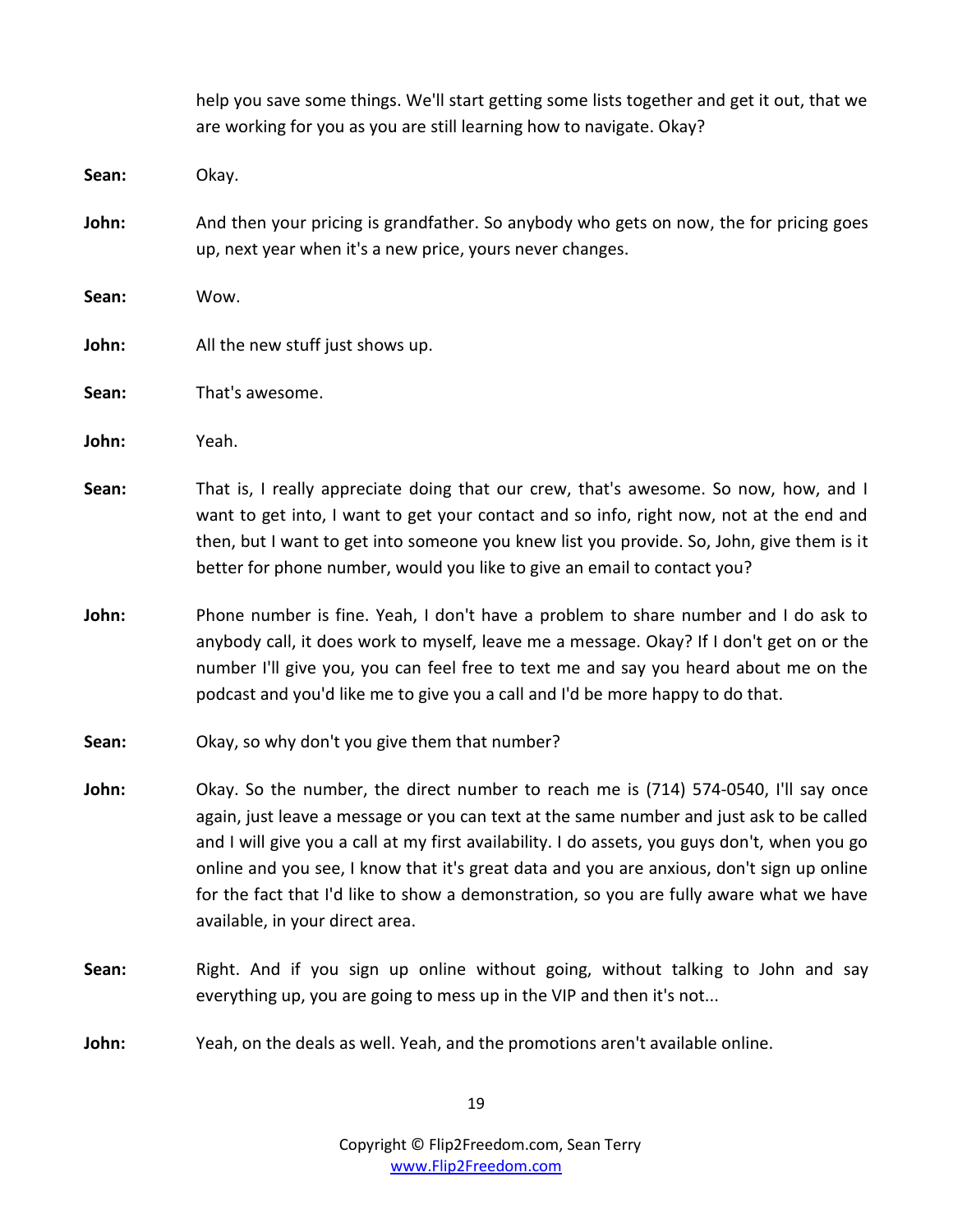help you save some things. We'll start getting some lists together and get it out, that we are working for you as you are still learning how to navigate. Okay?

**Sean:** Okay.

**John:** And then your pricing is grandfather. So anybody who gets on now, the for pricing goes up, next year when it's a new price, yours never changes.

**Sean:** Wow.

**John:** All the new stuff just shows up.

**Sean:** That's awesome.

**John:** Yeah.

**Sean:** That is, I really appreciate doing that our crew, that's awesome. So now, how, and I want to get into, I want to get your contact and so info, right now, not at the end and then, but I want to get into someone you knew list you provide. So, John, give them is it better for phone number, would you like to give an email to contact you?

**John:** Phone number is fine. Yeah, I don't have a problem to share number and I do ask to anybody call, it does work to myself, leave me a message. Okay? If I don't get on or the number I'll give you, you can feel free to text me and say you heard about me on the podcast and you'd like me to give you a call and I'd be more happy to do that.

**Sean:** Okay, so why don't you give them that number?

**John:** Okay. So the number, the direct number to reach me is (714) 574-0540, I'll say once again, just leave a message or you can text at the same number and just ask to be called and I will give you a call at my first availability. I do assets, you guys don't, when you go online and you see, I know that it's great data and you are anxious, don't sign up online for the fact that I'd like to show a demonstration, so you are fully aware what we have available, in your direct area.

**Sean:** Right. And if you sign up online without going, without talking to John and say everything up, you are going to mess up in the VIP and then it's not...

**John:** Yeah, on the deals as well. Yeah, and the promotions aren't available online.

Copyright © Flip2Freedom.com, Sean Terry
www.Flip2Freedom.com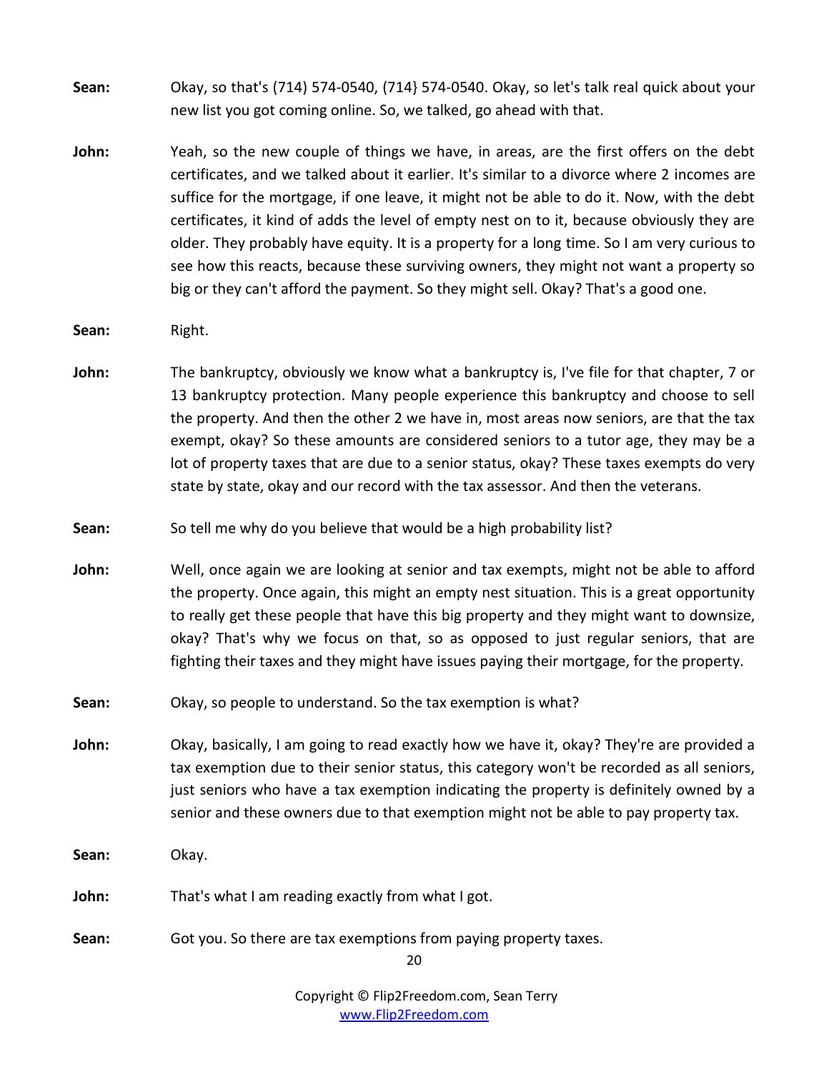**Sean:** Okay, so that's (714) 574-0540, (714} 574-0540. Okay, so let's talk real quick about your new list you got coming online. So, we talked, go ahead with that.

**John:** Yeah, so the new couple of things we have, in areas, are the first offers on the debt certificates, and we talked about it earlier. It's similar to a divorce where 2 incomes are suffice for the mortgage, if one leave, it might not be able to do it. Now, with the debt certificates, it kind of adds the level of empty nest on to it, because obviously they are older. They probably have equity. It is a property for a long time. So I am very curious to see how this reacts, because these surviving owners, they might not want a property so big or they can't afford the payment. So they might sell. Okay? That's a good one.

**Sean:** Right.

**John:** The bankruptcy, obviously we know what a bankruptcy is, I've file for that chapter, 7 or 13 bankruptcy protection. Many people experience this bankruptcy and choose to sell the property. And then the other 2 we have in, most areas now seniors, are that the tax exempt, okay? So these amounts are considered seniors to a tutor age, they may be a lot of property taxes that are due to a senior status, okay? These taxes exempts do very state by state, okay and our record with the tax assessor. And then the veterans.

**Sean:** So tell me why do you believe that would be a high probability list?

**John:** Well, once again we are looking at senior and tax exempts, might not be able to afford the property. Once again, this might an empty nest situation. This is a great opportunity to really get these people that have this big property and they might want to downsize, okay? That's why we focus on that, so as opposed to just regular seniors, that are fighting their taxes and they might have issues paying their mortgage, for the property.

**Sean:** Okay, so people to understand. So the tax exemption is what?

**John:** Okay, basically, I am going to read exactly how we have it, okay? They're are provided a tax exemption due to their senior status, this category won't be recorded as all seniors, just seniors who have a tax exemption indicating the property is definitely owned by a senior and these owners due to that exemption might not be able to pay property tax.

**Sean:** Okay.

**John:** That's what I am reading exactly from what I got.

**Sean:** Got you. So there are tax exemptions from paying property taxes.

Copyright © Flip2Freedom.com, Sean Terry
www.Flip2Freedom.com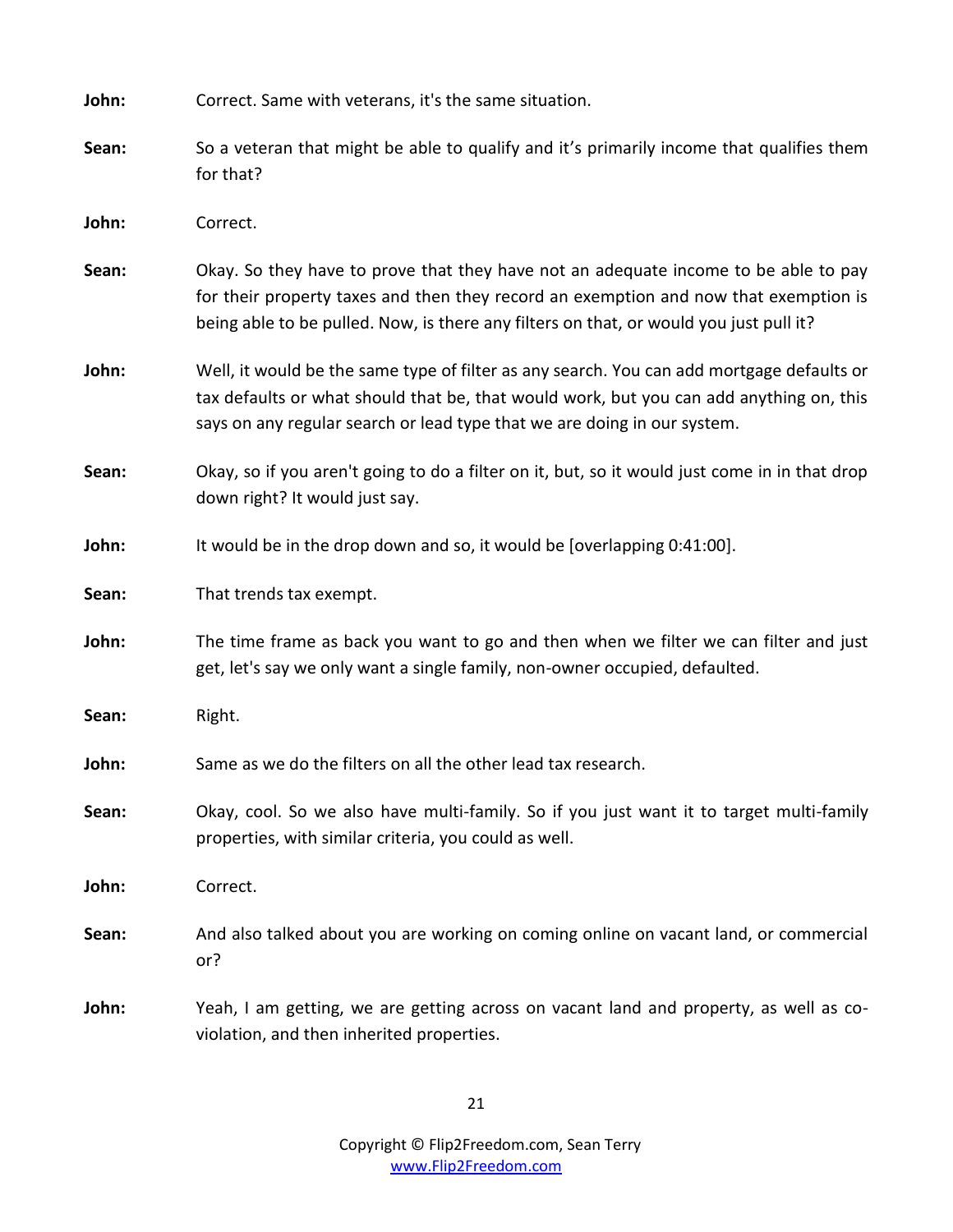**John:** Correct. Same with veterans, it's the same situation.

**Sean:** So a veteran that might be able to qualify and it's primarily income that qualifies them for that?

**John:** Correct.

**Sean:** Okay. So they have to prove that they have not an adequate income to be able to pay for their property taxes and then they record an exemption and now that exemption is being able to be pulled. Now, is there any filters on that, or would you just pull it?

**John:** Well, it would be the same type of filter as any search. You can add mortgage defaults or tax defaults or what should that be, that would work, but you can add anything on, this says on any regular search or lead type that we are doing in our system.

**Sean:** Okay, so if you aren't going to do a filter on it, but, so it would just come in in that drop down right? It would just say.

**John:** It would be in the drop down and so, it would be [overlapping 0:41:00].

**Sean:** That trends tax exempt.

**John:** The time frame as back you want to go and then when we filter we can filter and just get, let's say we only want a single family, non-owner occupied, defaulted.

**Sean:** Right.

**John:** Same as we do the filters on all the other lead tax research.

**Sean:** Okay, cool. So we also have multi-family. So if you just want it to target multi-family properties, with similar criteria, you could as well.

**John:** Correct.

**Sean:** And also talked about you are working on coming online on vacant land, or commercial or?

**John:** Yeah, I am getting, we are getting across on vacant land and property, as well as co-violation, and then inherited properties.

Copyright © Flip2Freedom.com, Sean Terry
www.Flip2Freedom.com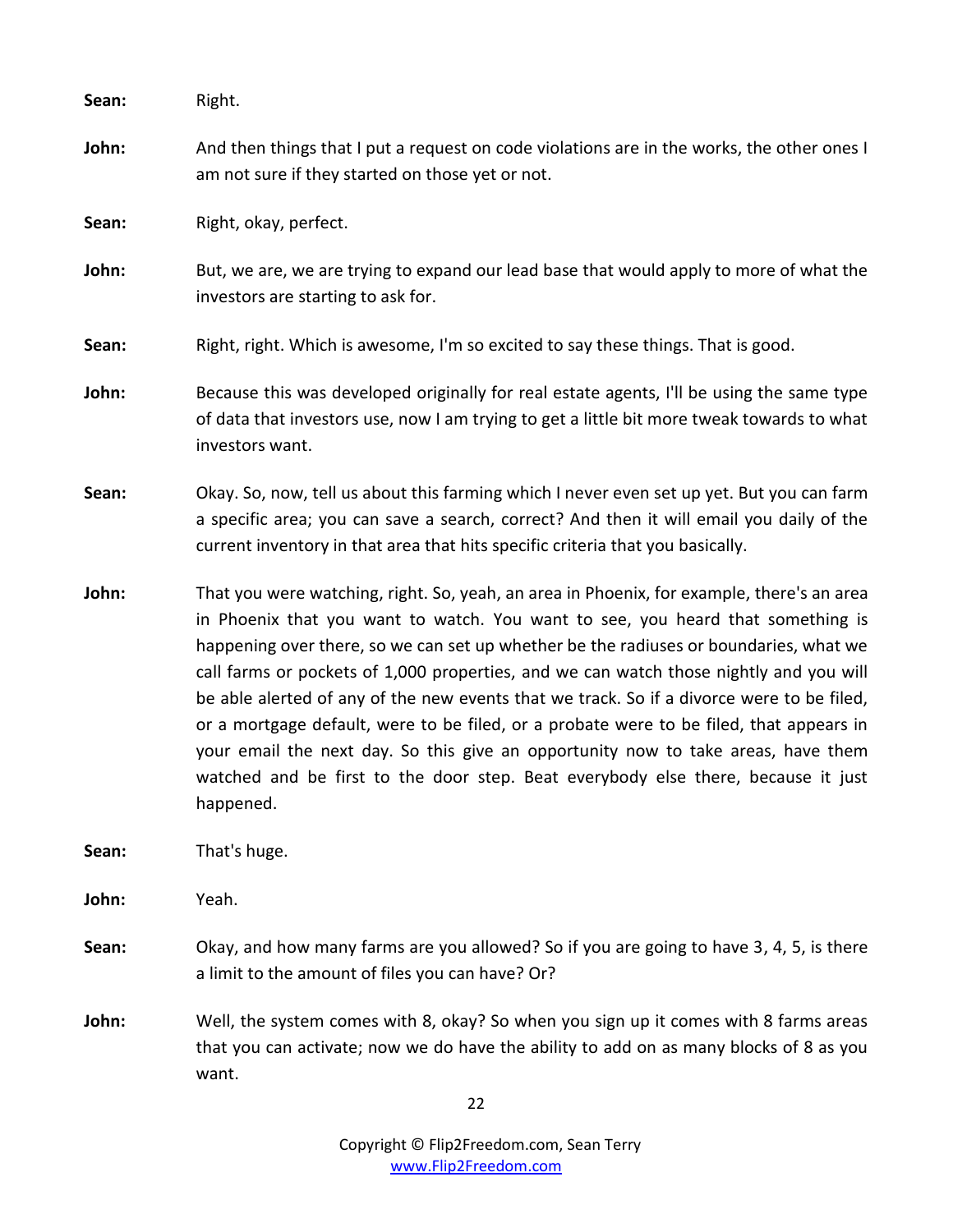**Sean:** Right.

**John:** And then things that I put a request on code violations are in the works, the other ones I am not sure if they started on those yet or not.

**Sean:** Right, okay, perfect.

**John:** But, we are, we are trying to expand our lead base that would apply to more of what the investors are starting to ask for.

**Sean:** Right, right. Which is awesome, I'm so excited to say these things. That is good.

**John:** Because this was developed originally for real estate agents, I'll be using the same type of data that investors use, now I am trying to get a little bit more tweak towards to what investors want.

**Sean:** Okay. So, now, tell us about this farming which I never even set up yet. But you can farm a specific area; you can save a search, correct? And then it will email you daily of the current inventory in that area that hits specific criteria that you basically.

**John:** That you were watching, right. So, yeah, an area in Phoenix, for example, there's an area in Phoenix that you want to watch. You want to see, you heard that something is happening over there, so we can set up whether be the radiuses or boundaries, what we call farms or pockets of 1,000 properties, and we can watch those nightly and you will be able alerted of any of the new events that we track. So if a divorce were to be filed, or a mortgage default, were to be filed, or a probate were to be filed, that appears in your email the next day. So this give an opportunity now to take areas, have them watched and be first to the door step. Beat everybody else there, because it just happened.

**Sean:** That's huge.

**John:** Yeah.

**Sean:** Okay, and how many farms are you allowed? So if you are going to have 3, 4, 5, is there a limit to the amount of files you can have? Or?

**John:** Well, the system comes with 8, okay? So when you sign up it comes with 8 farms areas that you can activate; now we do have the ability to add on as many blocks of 8 as you want.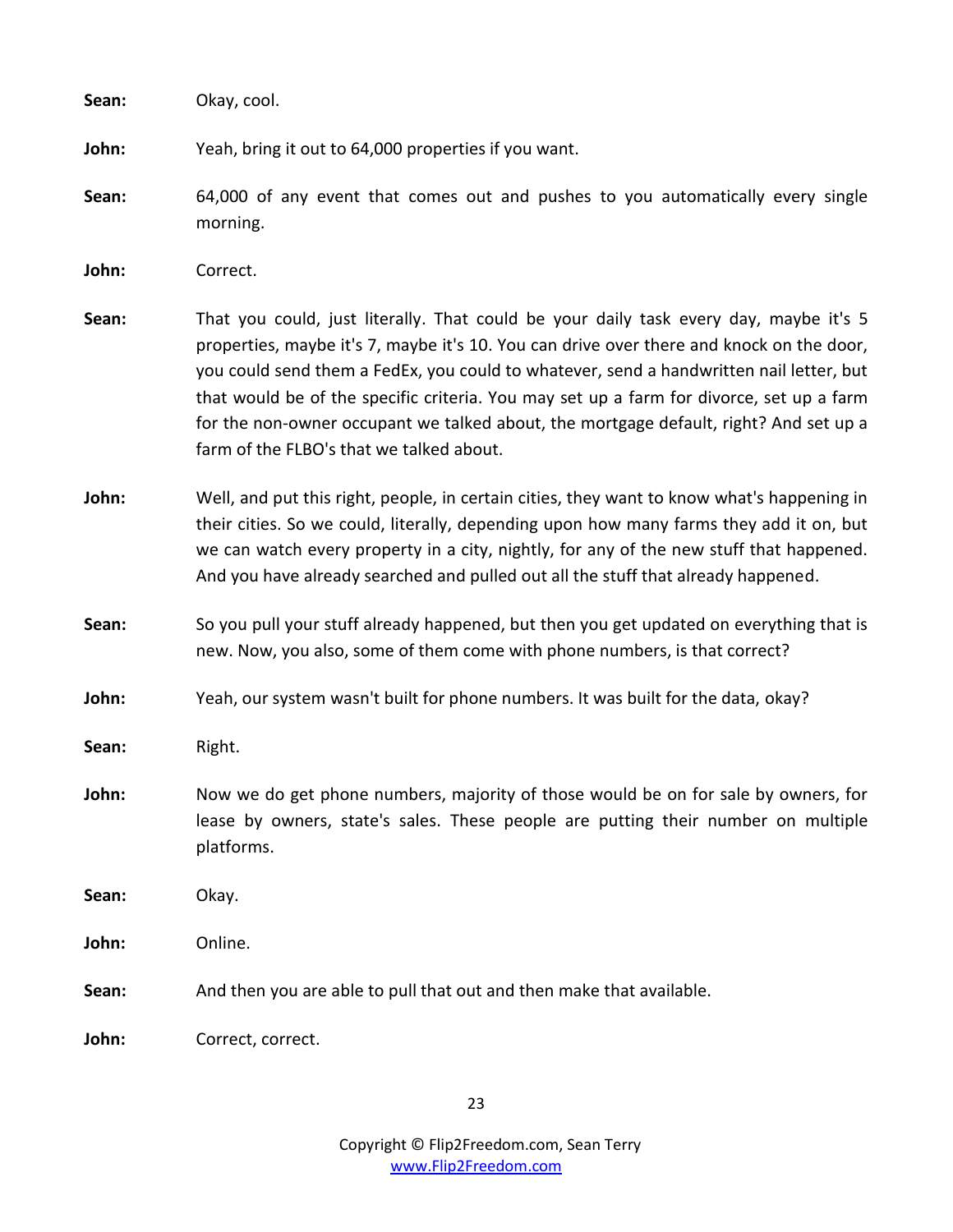**Sean:** Okay, cool.

**John:** Yeah, bring it out to 64,000 properties if you want.

**Sean:** 64,000 of any event that comes out and pushes to you automatically every single morning.

**John:** Correct.

**Sean:** That you could, just literally. That could be your daily task every day, maybe it's 5 properties, maybe it's 7, maybe it's 10. You can drive over there and knock on the door, you could send them a FedEx, you could to whatever, send a handwritten nail letter, but that would be of the specific criteria. You may set up a farm for divorce, set up a farm for the non-owner occupant we talked about, the mortgage default, right? And set up a farm of the FLBO's that we talked about.

**John:** Well, and put this right, people, in certain cities, they want to know what's happening in their cities. So we could, literally, depending upon how many farms they add it on, but we can watch every property in a city, nightly, for any of the new stuff that happened. And you have already searched and pulled out all the stuff that already happened.

**Sean:** So you pull your stuff already happened, but then you get updated on everything that is new. Now, you also, some of them come with phone numbers, is that correct?

**John:** Yeah, our system wasn't built for phone numbers. It was built for the data, okay?

**Sean:** Right.

**John:** Now we do get phone numbers, majority of those would be on for sale by owners, for lease by owners, state's sales. These people are putting their number on multiple platforms.

**Sean:** Okay.

**John:** Online.

**Sean:** And then you are able to pull that out and then make that available.

**John:** Correct, correct.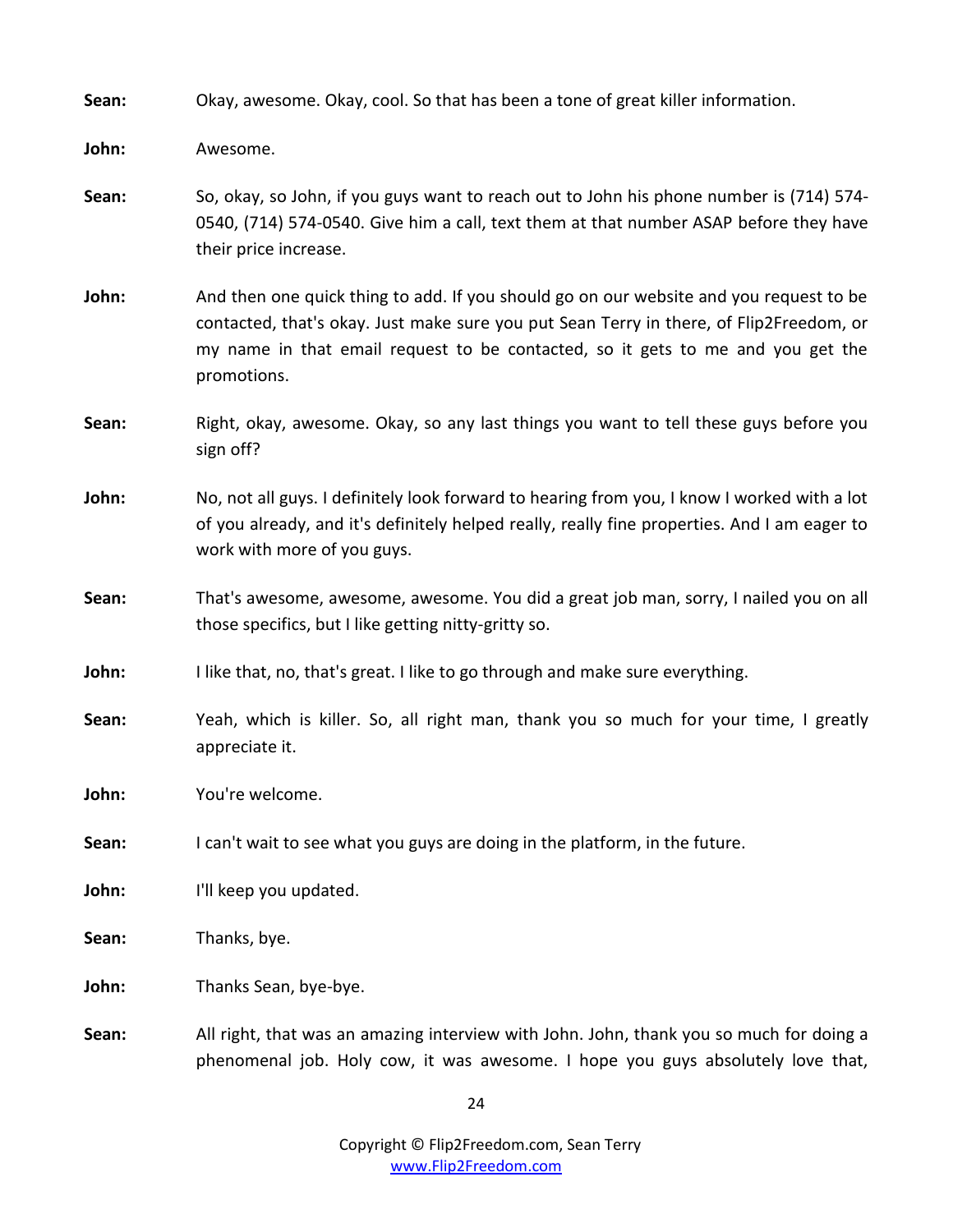**Sean:** Okay, awesome. Okay, cool. So that has been a tone of great killer information.

**John:** Awesome.

**Sean:** So, okay, so John, if you guys want to reach out to John his phone number is (714) 574-0540, (714) 574-0540. Give him a call, text them at that number ASAP before they have their price increase.

**John:** And then one quick thing to add. If you should go on our website and you request to be contacted, that's okay. Just make sure you put Sean Terry in there, of Flip2Freedom, or my name in that email request to be contacted, so it gets to me and you get the promotions.

**Sean:** Right, okay, awesome. Okay, so any last things you want to tell these guys before you sign off?

**John:** No, not all guys. I definitely look forward to hearing from you, I know I worked with a lot of you already, and it's definitely helped really, really fine properties. And I am eager to work with more of you guys.

**Sean:** That's awesome, awesome, awesome. You did a great job man, sorry, I nailed you on all those specifics, but I like getting nitty-gritty so.

**John:** I like that, no, that's great. I like to go through and make sure everything.

**Sean:** Yeah, which is killer. So, all right man, thank you so much for your time, I greatly appreciate it.

**John:** You're welcome.

**Sean:** I can't wait to see what you guys are doing in the platform, in the future.

**John:** I'll keep you updated.

**Sean:** Thanks, bye.

**John:** Thanks Sean, bye-bye.

**Sean:** All right, that was an amazing interview with John. John, thank you so much for doing a phenomenal job. Holy cow, it was awesome. I hope you guys absolutely love that,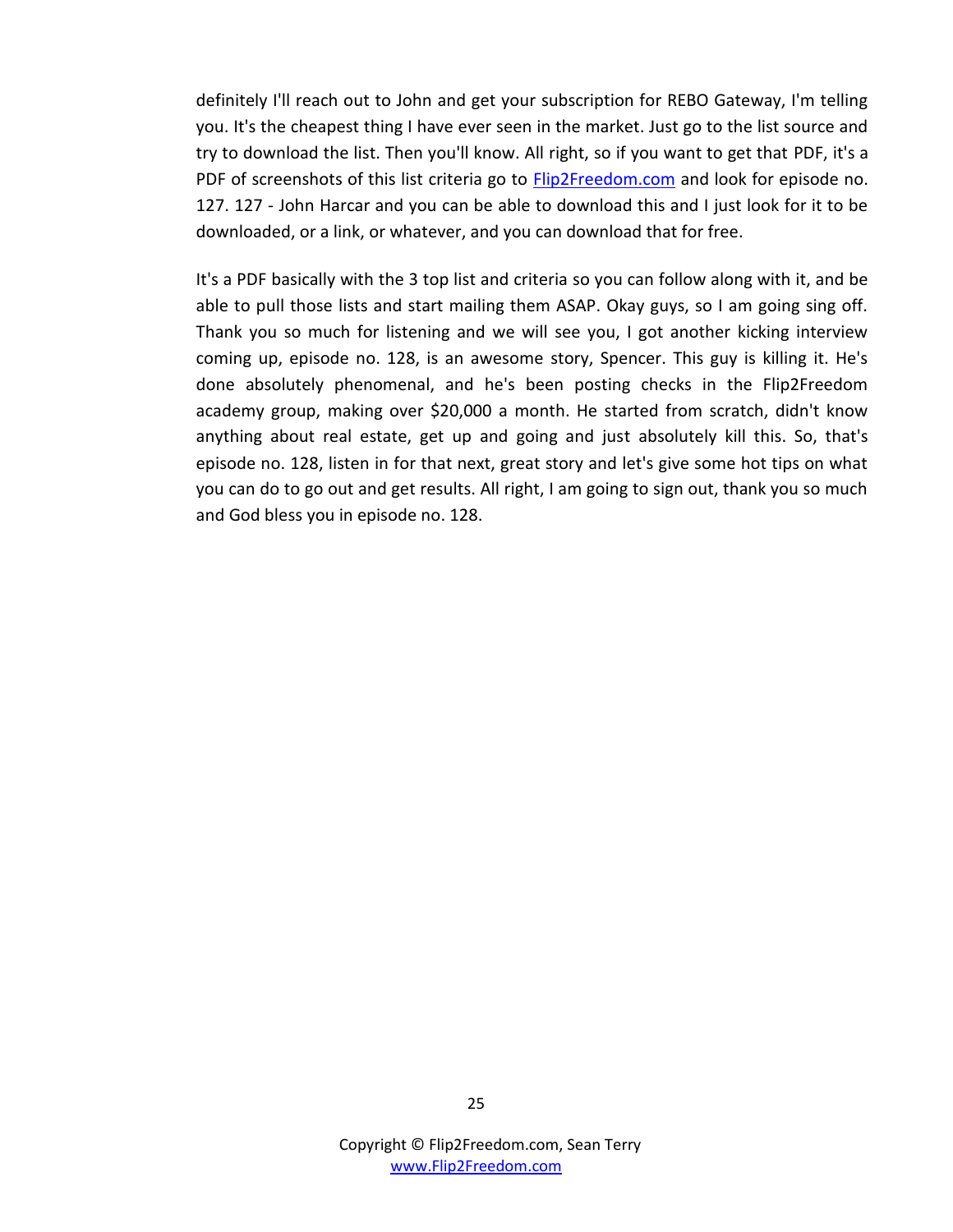definitely I'll reach out to John and get your subscription for REBO Gateway, I'm telling you. It's the cheapest thing I have ever seen in the market. Just go to the list source and try to download the list. Then you'll know. All right, so if you want to get that PDF, it's a PDF of screenshots of this list criteria go to Flip2Freedom.com and look for episode no. 127. 127 - John Harcar and you can be able to download this and I just look for it to be downloaded, or a link, or whatever, and you can download that for free.

It's a PDF basically with the 3 top list and criteria so you can follow along with it, and be able to pull those lists and start mailing them ASAP. Okay guys, so I am going sing off. Thank you so much for listening and we will see you, I got another kicking interview coming up, episode no. 128, is an awesome story, Spencer. This guy is killing it. He's done absolutely phenomenal, and he's been posting checks in the Flip2Freedom academy group, making over $20,000 a month. He started from scratch, didn't know anything about real estate, get up and going and just absolutely kill this. So, that's episode no. 128, listen in for that next, great story and let's give some hot tips on what you can do to go out and get results. All right, I am going to sign out, thank you so much and God bless you in episode no. 128.